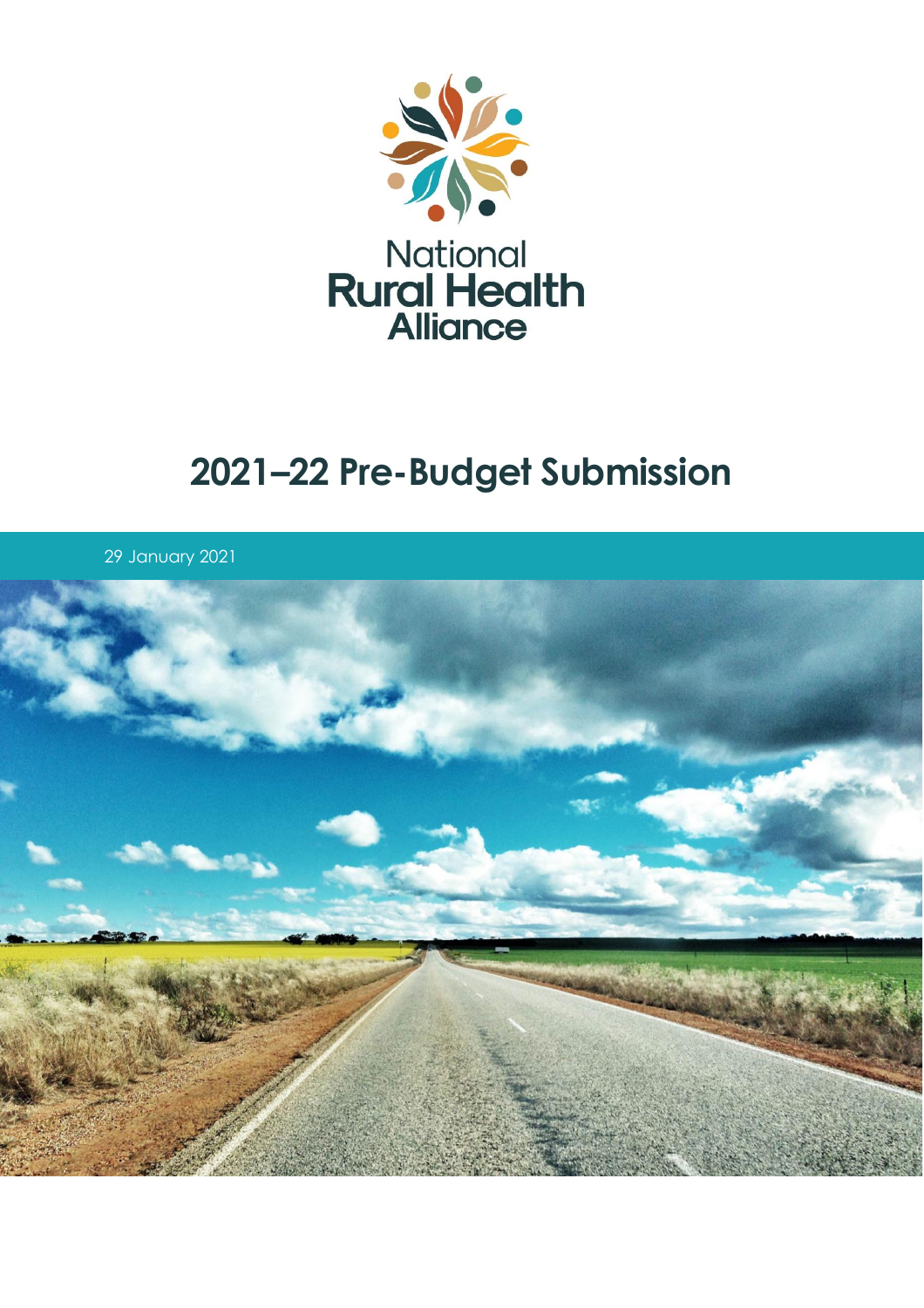National
Rural Health
Alliance

# 2021–22 Pre-Budget Submission

29 January 2021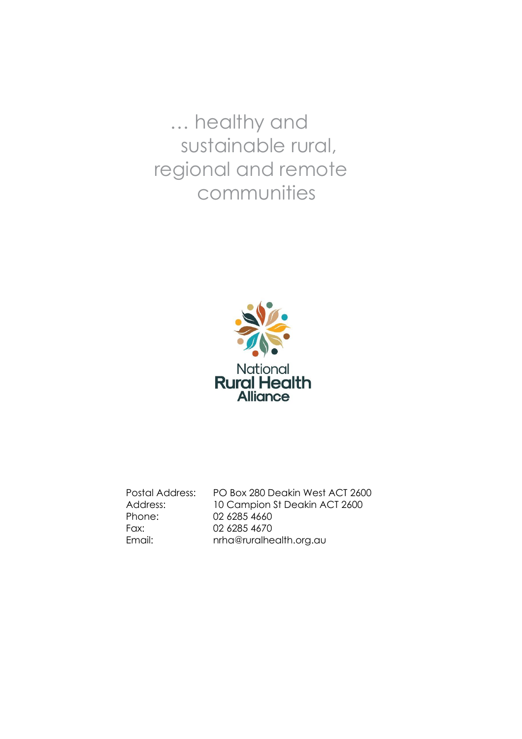... healthy and sustainable rural, regional and remote communities

National
**Rural Health**
**Alliance**

| | |
|---|---|
| Postal Address: | PO Box 280 Deakin West ACT 2600 |
| Address: | 10 Campion St Deakin ACT 2600 |
| Phone: | 02 6285 4660 |
| Fax: | 02 6285 4670 |
| Email: | nrha@ruralhealth.org.au |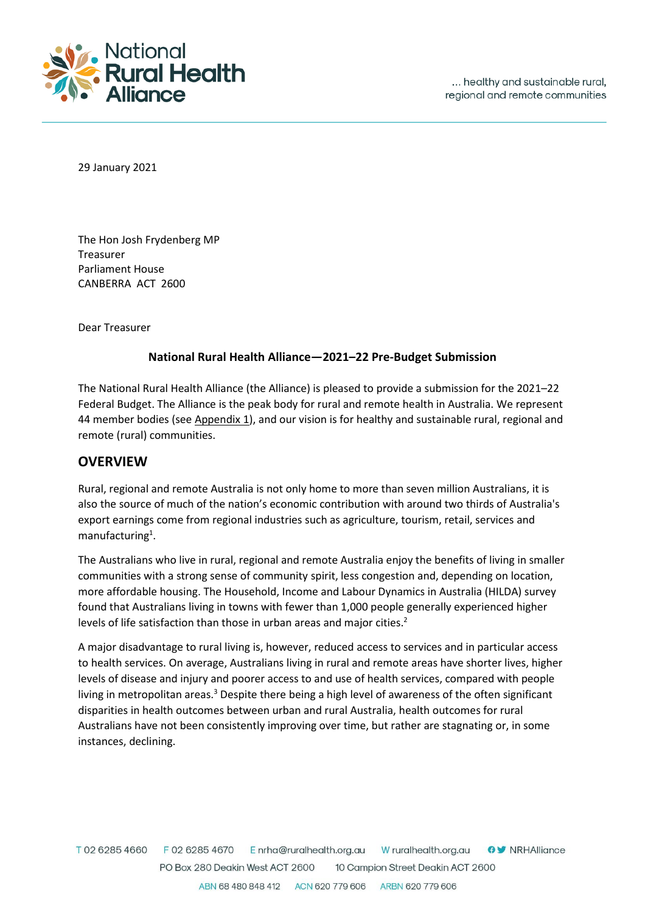29 January 2021

The Hon Josh Frydenberg MP
Treasurer
Parliament House
CANBERRA ACT 2600

Dear Treasurer

**National Rural Health Alliance—2021–22 Pre-Budget Submission**

The National Rural Health Alliance (the Alliance) is pleased to provide a submission for the 2021–22 Federal Budget. The Alliance is the peak body for rural and remote health in Australia. We represent 44 member bodies (see Appendix 1), and our vision is for healthy and sustainable rural, regional and remote (rural) communities.

## OVERVIEW

Rural, regional and remote Australia is not only home to more than seven million Australians, it is also the source of much of the nation's economic contribution with around two thirds of Australia's export earnings come from regional industries such as agriculture, tourism, retail, services and manufacturing[1].

The Australians who live in rural, regional and remote Australia enjoy the benefits of living in smaller communities with a strong sense of community spirit, less congestion and, depending on location, more affordable housing. The Household, Income and Labour Dynamics in Australia (HILDA) survey found that Australians living in towns with fewer than 1,000 people generally experienced higher levels of life satisfaction than those in urban areas and major cities.[2]

A major disadvantage to rural living is, however, reduced access to services and in particular access to health services. On average, Australians living in rural and remote areas have shorter lives, higher levels of disease and injury and poorer access to and use of health services, compared with people living in metropolitan areas.[3] Despite there being a high level of awareness of the often significant disparities in health outcomes between urban and rural Australia, health outcomes for rural Australians have not been consistently improving over time, but rather are stagnating or, in some instances, declining.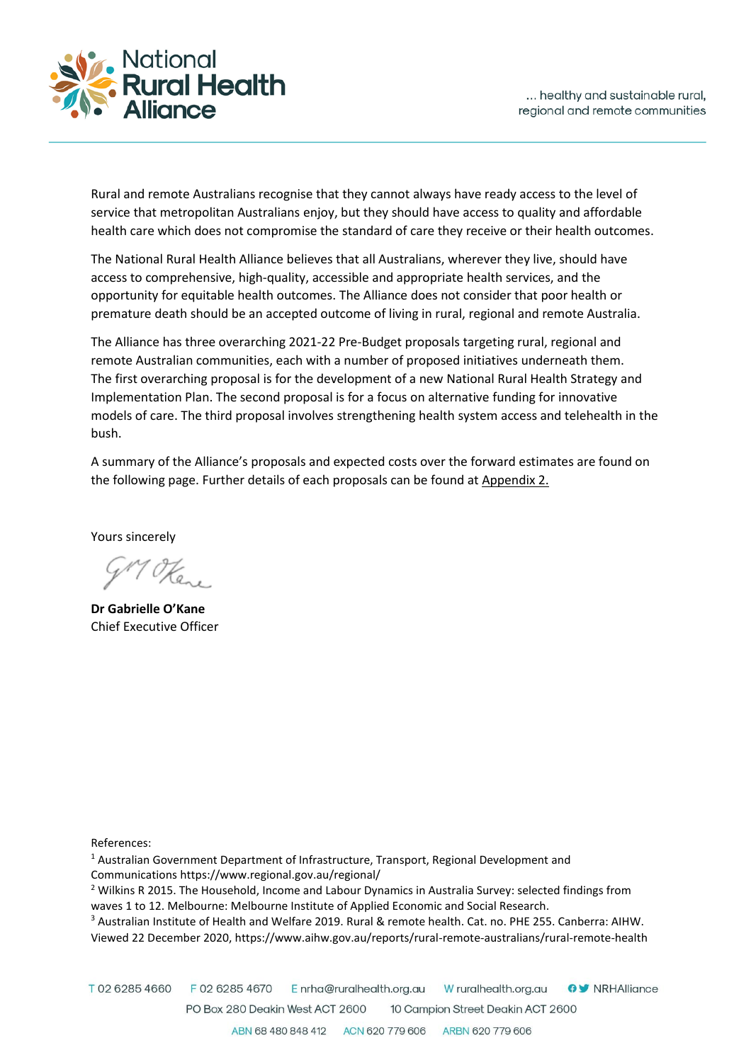Rural and remote Australians recognise that they cannot always have ready access to the level of service that metropolitan Australians enjoy, but they should have access to quality and affordable health care which does not compromise the standard of care they receive or their health outcomes.

The National Rural Health Alliance believes that all Australians, wherever they live, should have access to comprehensive, high-quality, accessible and appropriate health services, and the opportunity for equitable health outcomes. The Alliance does not consider that poor health or premature death should be an accepted outcome of living in rural, regional and remote Australia.

The Alliance has three overarching 2021-22 Pre-Budget proposals targeting rural, regional and remote Australian communities, each with a number of proposed initiatives underneath them. The first overarching proposal is for the development of a new National Rural Health Strategy and Implementation Plan. The second proposal is for a focus on alternative funding for innovative models of care. The third proposal involves strengthening health system access and telehealth in the bush.

A summary of the Alliance's proposals and expected costs over the forward estimates are found on the following page. Further details of each proposals can be found at Appendix 2.

Yours sincerely

**Dr Gabrielle O'Kane**
Chief Executive Officer

References:

[1] Australian Government Department of Infrastructure, Transport, Regional Development and Communications https://www.regional.gov.au/regional/

[2] Wilkins R 2015. The Household, Income and Labour Dynamics in Australia Survey: selected findings from waves 1 to 12. Melbourne: Melbourne Institute of Applied Economic and Social Research.

[3] Australian Institute of Health and Welfare 2019. Rural & remote health. Cat. no. PHE 255. Canberra: AIHW. Viewed 22 December 2020, https://www.aihw.gov.au/reports/rural-remote-australians/rural-remote-health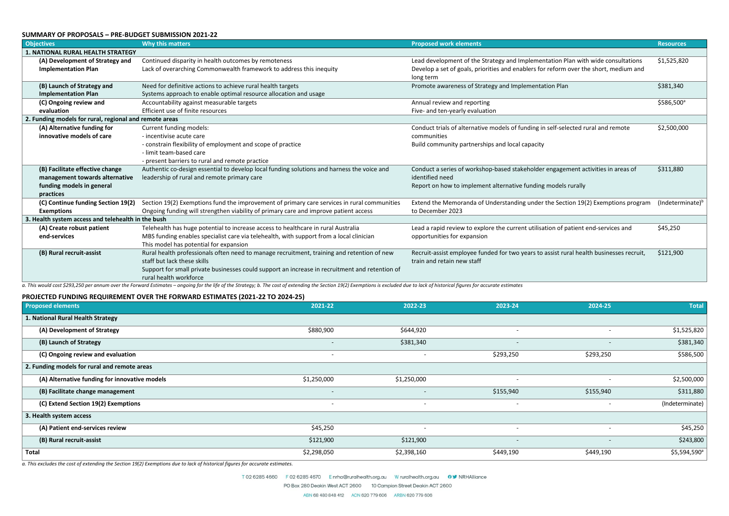## SUMMARY OF PROPOSALS – PRE-BUDGET SUBMISSION 2021-22

| Objectives | Why this matters | Proposed work elements | Resources |
|---|---|---|---|
| **1. NATIONAL RURAL HEALTH STRATEGY** | | | |
| **(A) Development of Strategy and Implementation Plan** | Continued disparity in health outcomes by remoteness<br>Lack of overarching Commonwealth framework to address this inequity | Lead development of the Strategy and Implementation Plan with wide consultations<br>Develop a set of goals, priorities and enablers for reform over the short, medium and long term | $1,525,820 |
| **(B) Launch of Strategy and Implementation Plan** | Need for definitive actions to achieve rural health targets<br>Systems approach to enable optimal resource allocation and usage | Promote awareness of Strategy and Implementation Plan | $381,340 |
| **(C) Ongoing review and evaluation** | Accountability against measurable targets<br>Efficient use of finite resources | Annual review and reporting<br>Five- and ten-yearly evaluation | $586,500[a] |
| **2. Funding models for rural, regional and remote areas** | | | |
| **(A) Alternative funding for innovative models of care** | Current funding models:<br>- incentivise acute care<br>- constrain flexibility of employment and scope of practice<br>- limit team-based care<br>- present barriers to rural and remote practice | Conduct trials of alternative models of funding in self-selected rural and remote communities<br>Build community partnerships and local capacity | $2,500,000 |
| **(B) Facilitate effective change management towards alternative funding models in general practices** | Authentic co-design essential to develop local funding solutions and harness the voice and leadership of rural and remote primary care | Conduct a series of workshop-based stakeholder engagement activities in areas of identified need<br>Report on how to implement alternative funding models rurally | $311,880 |
| **(C) Continue funding Section 19(2) Exemptions** | Section 19(2) Exemptions fund the improvement of primary care services in rural communities<br>Ongoing funding will strengthen viability of primary care and improve patient access | Extend the Memoranda of Understanding under the Section 19(2) Exemptions program to December 2023 | (Indeterminate)[b] |
| **3. Health system access and telehealth in the bush** | | | |
| **(A) Create robust patient end-services** | Telehealth has huge potential to increase access to healthcare in rural Australia<br>MBS funding enables specialist care via telehealth, with support from a local clinician<br>This model has potential for expansion | Lead a rapid review to explore the current utilisation of patient end-services and opportunities for expansion | $45,250 |
| **(B) Rural recruit-assist** | Rural health professionals often need to manage recruitment, training and retention of new staff but lack these skills<br>Support for small private businesses could support an increase in recruitment and retention of rural health workforce | Recruit-assist employee funded for two years to assist rural health businesses recruit, train and retain new staff | $121,900 |

*a. This would cost $293,250 per annum over the Forward Estimates – ongoing for the life of the Strategy; b. The cost of extending the Section 19(2) Exemptions is excluded due to lack of historical figures for accurate estimates*

## PROJECTED FUNDING REQUIREMENT OVER THE FORWARD ESTIMATES (2021-22 TO 2024-25)

| Proposed elements | 2021-22 | 2022-23 | 2023-24 | 2024-25 | Total |
|---|---|---|---|---|---|
| **1. National Rural Health Strategy** | | | | | |
| **(A) Development of Strategy** | $880,900 | $644,920 | - | - | $1,525,820 |
| **(B) Launch of Strategy** | - | $381,340 | - | - | $381,340 |
| **(C) Ongoing review and evaluation** | - | - | $293,250 | $293,250 | $586,500 |
| **2. Funding models for rural and remote areas** | | | | | |
| **(A) Alternative funding for innovative models** | $1,250,000 | $1,250,000 | - | - | $2,500,000 |
| **(B) Facilitate change management** | - | - | $155,940 | $155,940 | $311,880 |
| **(C) Extend Section 19(2) Exemptions** | - | - | - | - | (Indeterminate) |
| **3. Health system access** | | | | | |
| **(A) Patient end-services review** | $45,250 | - | - | - | $45,250 |
| **(B) Rural recruit-assist** | $121,900 | $121,900 | - | - | $243,800 |
| **Total** | $2,298,050 | $2,398,160 | $449,190 | $449,190 | $5,594,590[a] |

*a. This excludes the cost of extending the Section 19(2) Exemptions due to lack of historical figures for accurate estimates.*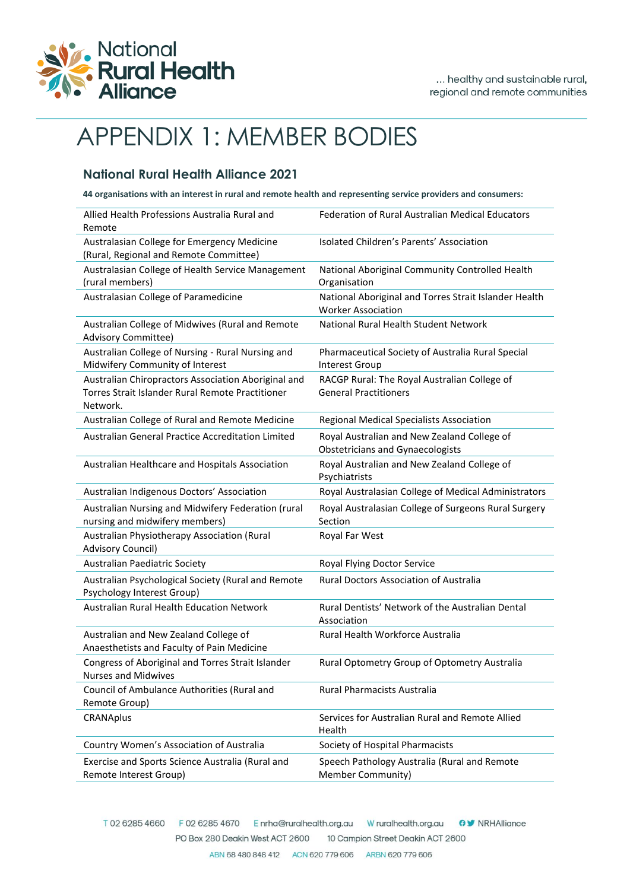# APPENDIX 1: MEMBER BODIES

## National Rural Health Alliance 2021

**44 organisations with an interest in rural and remote health and representing service providers and consumers:**

| | |
|---|---|
| Allied Health Professions Australia Rural and Remote | Federation of Rural Australian Medical Educators |
| Australasian College for Emergency Medicine (Rural, Regional and Remote Committee) | Isolated Children's Parents' Association |
| Australasian College of Health Service Management (rural members) | National Aboriginal Community Controlled Health Organisation |
| Australasian College of Paramedicine | National Aboriginal and Torres Strait Islander Health Worker Association |
| Australian College of Midwives (Rural and Remote Advisory Committee) | National Rural Health Student Network |
| Australian College of Nursing - Rural Nursing and Midwifery Community of Interest | Pharmaceutical Society of Australia Rural Special Interest Group |
| Australian Chiropractors Association Aboriginal and Torres Strait Islander Rural Remote Practitioner Network. | RACGP Rural: The Royal Australian College of General Practitioners |
| Australian College of Rural and Remote Medicine | Regional Medical Specialists Association |
| Australian General Practice Accreditation Limited | Royal Australian and New Zealand College of Obstetricians and Gynaecologists |
| Australian Healthcare and Hospitals Association | Royal Australian and New Zealand College of Psychiatrists |
| Australian Indigenous Doctors' Association | Royal Australasian College of Medical Administrators |
| Australian Nursing and Midwifery Federation (rural nursing and midwifery members) | Royal Australasian College of Surgeons Rural Surgery Section |
| Australian Physiotherapy Association (Rural Advisory Council) | Royal Far West |
| Australian Paediatric Society | Royal Flying Doctor Service |
| Australian Psychological Society (Rural and Remote Psychology Interest Group) | Rural Doctors Association of Australia |
| Australian Rural Health Education Network | Rural Dentists' Network of the Australian Dental Association |
| Australian and New Zealand College of Anaesthetists and Faculty of Pain Medicine | Rural Health Workforce Australia |
| Congress of Aboriginal and Torres Strait Islander Nurses and Midwives | Rural Optometry Group of Optometry Australia |
| Council of Ambulance Authorities (Rural and Remote Group) | Rural Pharmacists Australia |
| CRANAplus | Services for Australian Rural and Remote Allied Health |
| Country Women's Association of Australia | Society of Hospital Pharmacists |
| Exercise and Sports Science Australia (Rural and Remote Interest Group) | Speech Pathology Australia (Rural and Remote Member Community) |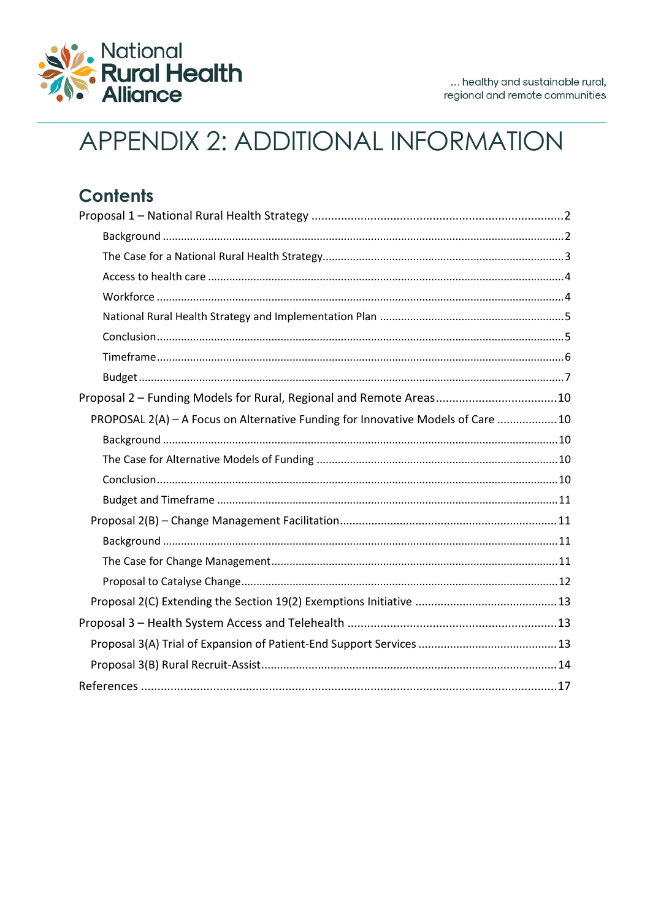# APPENDIX 2: ADDITIONAL INFORMATION

## Contents

- Proposal 1 – National Rural Health Strategy .......... 2
  - Background .......... 2
  - The Case for a National Rural Health Strategy .......... 3
  - Access to health care .......... 4
  - Workforce .......... 4
  - National Rural Health Strategy and Implementation Plan .......... 5
  - Conclusion .......... 5
  - Timeframe .......... 6
  - Budget .......... 7
- Proposal 2 – Funding Models for Rural, Regional and Remote Areas .......... 10
  - PROPOSAL 2(A) – A Focus on Alternative Funding for Innovative Models of Care .......... 10
    - Background .......... 10
    - The Case for Alternative Models of Funding .......... 10
    - Conclusion .......... 10
    - Budget and Timeframe .......... 11
  - Proposal 2(B) – Change Management Facilitation .......... 11
    - Background .......... 11
    - The Case for Change Management .......... 11
    - Proposal to Catalyse Change .......... 12
  - Proposal 2(C) Extending the Section 19(2) Exemptions Initiative .......... 13
- Proposal 3 – Health System Access and Telehealth .......... 13
  - Proposal 3(A) Trial of Expansion of Patient-End Support Services .......... 13
  - Proposal 3(B) Rural Recruit-Assist .......... 14
- References .......... 17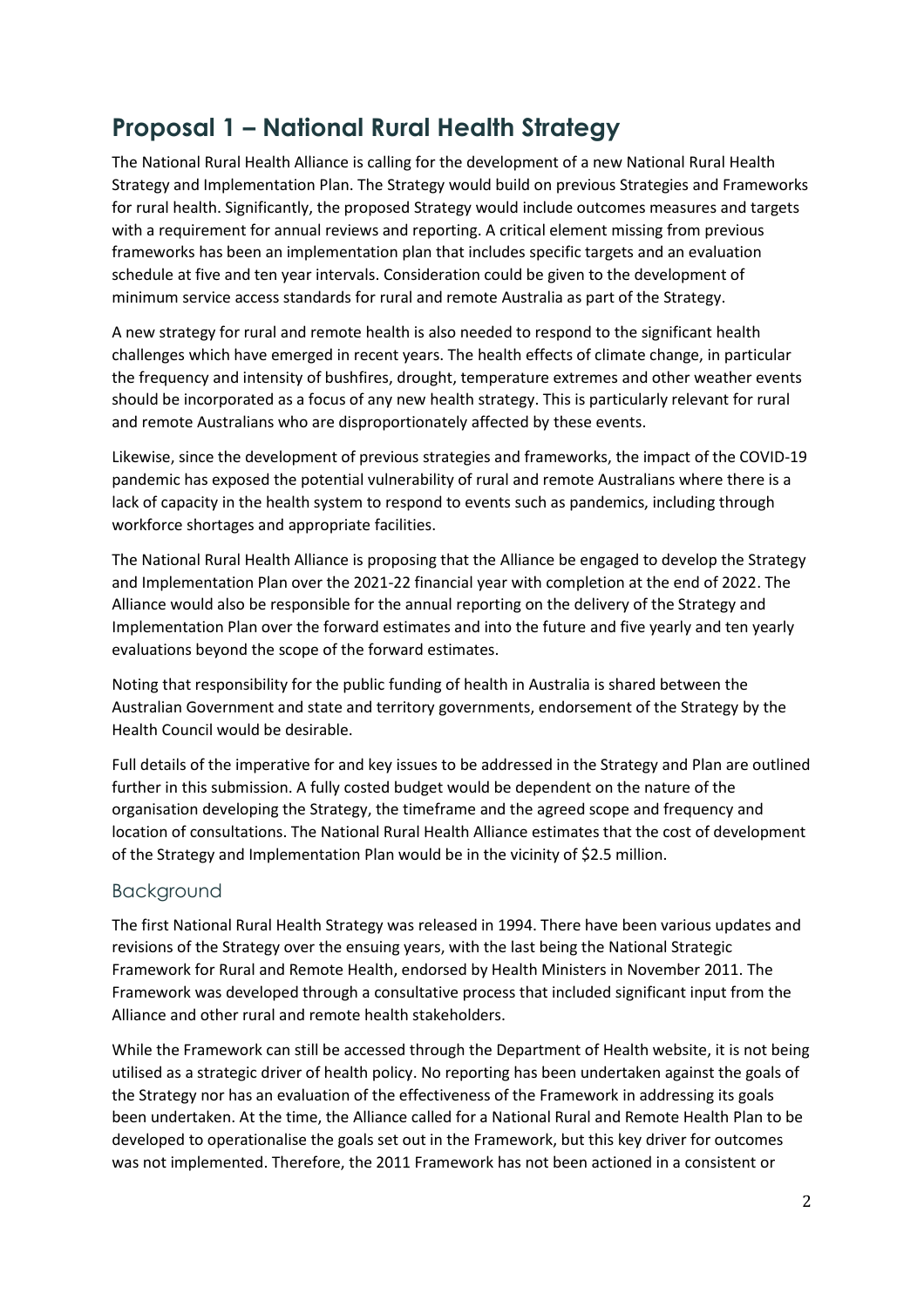# Proposal 1 – National Rural Health Strategy

The National Rural Health Alliance is calling for the development of a new National Rural Health Strategy and Implementation Plan. The Strategy would build on previous Strategies and Frameworks for rural health. Significantly, the proposed Strategy would include outcomes measures and targets with a requirement for annual reviews and reporting. A critical element missing from previous frameworks has been an implementation plan that includes specific targets and an evaluation schedule at five and ten year intervals. Consideration could be given to the development of minimum service access standards for rural and remote Australia as part of the Strategy.

A new strategy for rural and remote health is also needed to respond to the significant health challenges which have emerged in recent years. The health effects of climate change, in particular the frequency and intensity of bushfires, drought, temperature extremes and other weather events should be incorporated as a focus of any new health strategy. This is particularly relevant for rural and remote Australians who are disproportionately affected by these events.

Likewise, since the development of previous strategies and frameworks, the impact of the COVID-19 pandemic has exposed the potential vulnerability of rural and remote Australians where there is a lack of capacity in the health system to respond to events such as pandemics, including through workforce shortages and appropriate facilities.

The National Rural Health Alliance is proposing that the Alliance be engaged to develop the Strategy and Implementation Plan over the 2021-22 financial year with completion at the end of 2022. The Alliance would also be responsible for the annual reporting on the delivery of the Strategy and Implementation Plan over the forward estimates and into the future and five yearly and ten yearly evaluations beyond the scope of the forward estimates.

Noting that responsibility for the public funding of health in Australia is shared between the Australian Government and state and territory governments, endorsement of the Strategy by the Health Council would be desirable.

Full details of the imperative for and key issues to be addressed in the Strategy and Plan are outlined further in this submission. A fully costed budget would be dependent on the nature of the organisation developing the Strategy, the timeframe and the agreed scope and frequency and location of consultations. The National Rural Health Alliance estimates that the cost of development of the Strategy and Implementation Plan would be in the vicinity of $2.5 million.

## Background

The first National Rural Health Strategy was released in 1994. There have been various updates and revisions of the Strategy over the ensuing years, with the last being the National Strategic Framework for Rural and Remote Health, endorsed by Health Ministers in November 2011. The Framework was developed through a consultative process that included significant input from the Alliance and other rural and remote health stakeholders.

While the Framework can still be accessed through the Department of Health website, it is not being utilised as a strategic driver of health policy. No reporting has been undertaken against the goals of the Strategy nor has an evaluation of the effectiveness of the Framework in addressing its goals been undertaken. At the time, the Alliance called for a National Rural and Remote Health Plan to be developed to operationalise the goals set out in the Framework, but this key driver for outcomes was not implemented. Therefore, the 2011 Framework has not been actioned in a consistent or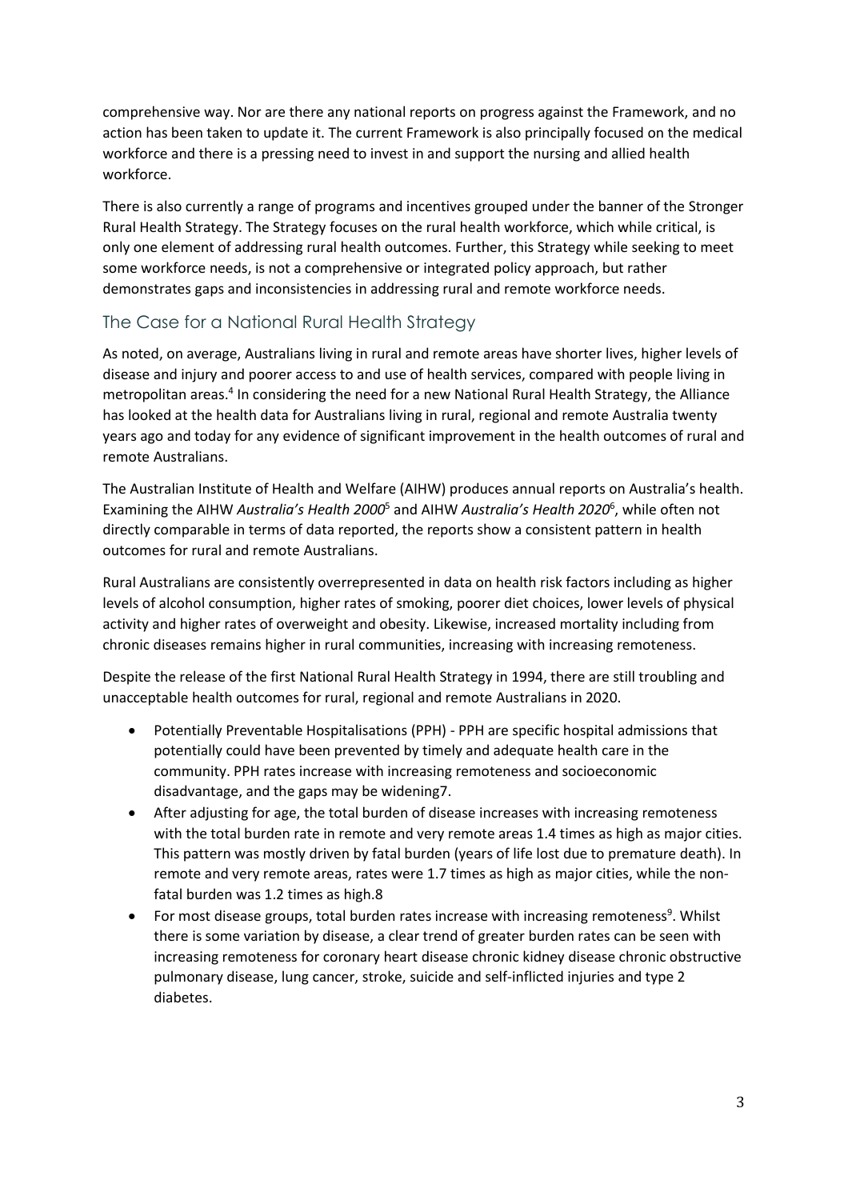comprehensive way. Nor are there any national reports on progress against the Framework, and no action has been taken to update it. The current Framework is also principally focused on the medical workforce and there is a pressing need to invest in and support the nursing and allied health workforce.

There is also currently a range of programs and incentives grouped under the banner of the Stronger Rural Health Strategy. The Strategy focuses on the rural health workforce, which while critical, is only one element of addressing rural health outcomes. Further, this Strategy while seeking to meet some workforce needs, is not a comprehensive or integrated policy approach, but rather demonstrates gaps and inconsistencies in addressing rural and remote workforce needs.

## The Case for a National Rural Health Strategy

As noted, on average, Australians living in rural and remote areas have shorter lives, higher levels of disease and injury and poorer access to and use of health services, compared with people living in metropolitan areas.[4] In considering the need for a new National Rural Health Strategy, the Alliance has looked at the health data for Australians living in rural, regional and remote Australia twenty years ago and today for any evidence of significant improvement in the health outcomes of rural and remote Australians.

The Australian Institute of Health and Welfare (AIHW) produces annual reports on Australia's health. Examining the AIHW *Australia's Health 2000*[5] and AIHW *Australia's Health 2020*[6], while often not directly comparable in terms of data reported, the reports show a consistent pattern in health outcomes for rural and remote Australians.

Rural Australians are consistently overrepresented in data on health risk factors including as higher levels of alcohol consumption, higher rates of smoking, poorer diet choices, lower levels of physical activity and higher rates of overweight and obesity. Likewise, increased mortality including from chronic diseases remains higher in rural communities, increasing with increasing remoteness.

Despite the release of the first National Rural Health Strategy in 1994, there are still troubling and unacceptable health outcomes for rural, regional and remote Australians in 2020.

- Potentially Preventable Hospitalisations (PPH) - PPH are specific hospital admissions that potentially could have been prevented by timely and adequate health care in the community. PPH rates increase with increasing remoteness and socioeconomic disadvantage, and the gaps may be widening7.
- After adjusting for age, the total burden of disease increases with increasing remoteness with the total burden rate in remote and very remote areas 1.4 times as high as major cities. This pattern was mostly driven by fatal burden (years of life lost due to premature death). In remote and very remote areas, rates were 1.7 times as high as major cities, while the non-fatal burden was 1.2 times as high.8
- For most disease groups, total burden rates increase with increasing remoteness[9]. Whilst there is some variation by disease, a clear trend of greater burden rates can be seen with increasing remoteness for coronary heart disease chronic kidney disease chronic obstructive pulmonary disease, lung cancer, stroke, suicide and self-inflicted injuries and type 2 diabetes.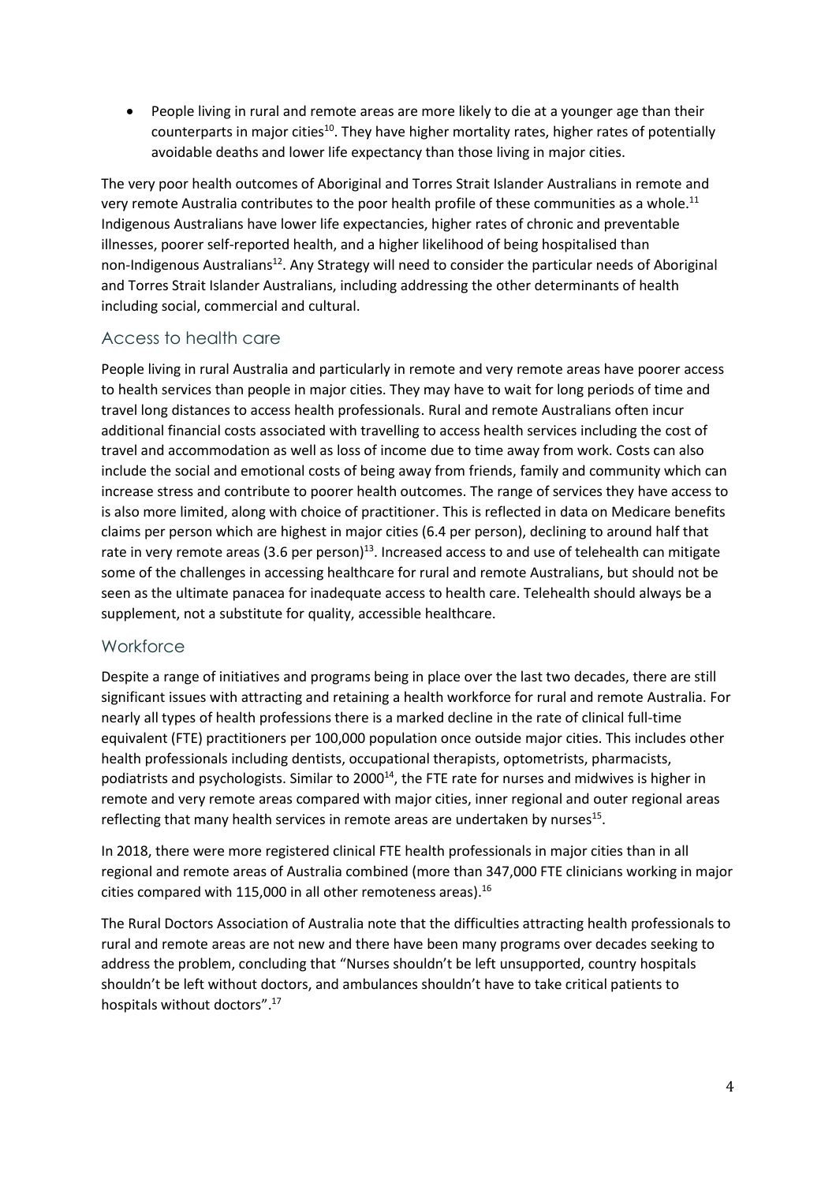- People living in rural and remote areas are more likely to die at a younger age than their counterparts in major cities[10]. They have higher mortality rates, higher rates of potentially avoidable deaths and lower life expectancy than those living in major cities.

The very poor health outcomes of Aboriginal and Torres Strait Islander Australians in remote and very remote Australia contributes to the poor health profile of these communities as a whole.[11] Indigenous Australians have lower life expectancies, higher rates of chronic and preventable illnesses, poorer self-reported health, and a higher likelihood of being hospitalised than non-Indigenous Australians[12]. Any Strategy will need to consider the particular needs of Aboriginal and Torres Strait Islander Australians, including addressing the other determinants of health including social, commercial and cultural.

## Access to health care

People living in rural Australia and particularly in remote and very remote areas have poorer access to health services than people in major cities. They may have to wait for long periods of time and travel long distances to access health professionals. Rural and remote Australians often incur additional financial costs associated with travelling to access health services including the cost of travel and accommodation as well as loss of income due to time away from work. Costs can also include the social and emotional costs of being away from friends, family and community which can increase stress and contribute to poorer health outcomes. The range of services they have access to is also more limited, along with choice of practitioner. This is reflected in data on Medicare benefits claims per person which are highest in major cities (6.4 per person), declining to around half that rate in very remote areas (3.6 per person)[13]. Increased access to and use of telehealth can mitigate some of the challenges in accessing healthcare for rural and remote Australians, but should not be seen as the ultimate panacea for inadequate access to health care. Telehealth should always be a supplement, not a substitute for quality, accessible healthcare.

## Workforce

Despite a range of initiatives and programs being in place over the last two decades, there are still significant issues with attracting and retaining a health workforce for rural and remote Australia. For nearly all types of health professions there is a marked decline in the rate of clinical full-time equivalent (FTE) practitioners per 100,000 population once outside major cities. This includes other health professionals including dentists, occupational therapists, optometrists, pharmacists, podiatrists and psychologists. Similar to 2000[14], the FTE rate for nurses and midwives is higher in remote and very remote areas compared with major cities, inner regional and outer regional areas reflecting that many health services in remote areas are undertaken by nurses[15].

In 2018, there were more registered clinical FTE health professionals in major cities than in all regional and remote areas of Australia combined (more than 347,000 FTE clinicians working in major cities compared with 115,000 in all other remoteness areas).[16]

The Rural Doctors Association of Australia note that the difficulties attracting health professionals to rural and remote areas are not new and there have been many programs over decades seeking to address the problem, concluding that "Nurses shouldn't be left unsupported, country hospitals shouldn't be left without doctors, and ambulances shouldn't have to take critical patients to hospitals without doctors".[17]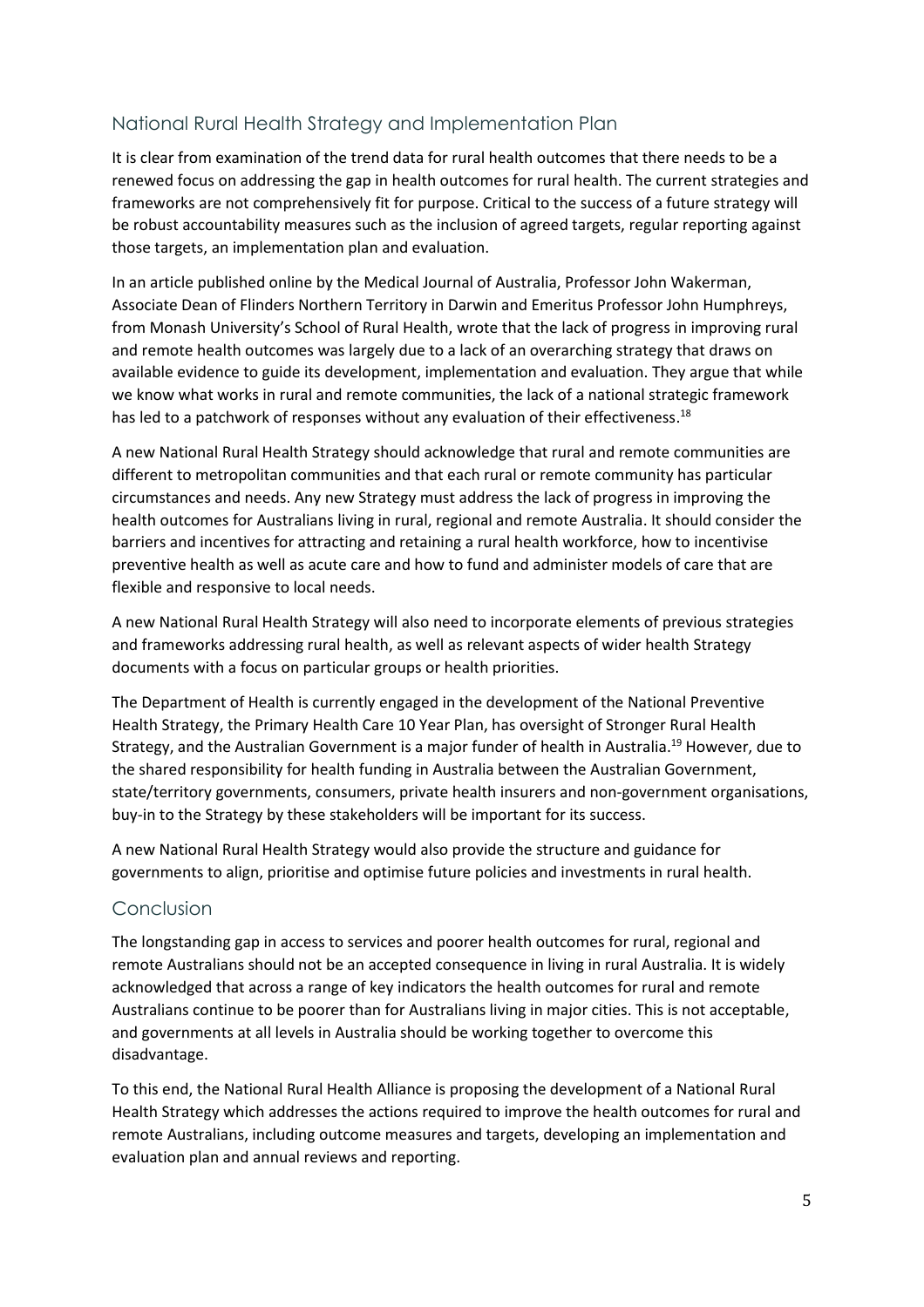## National Rural Health Strategy and Implementation Plan

It is clear from examination of the trend data for rural health outcomes that there needs to be a renewed focus on addressing the gap in health outcomes for rural health. The current strategies and frameworks are not comprehensively fit for purpose. Critical to the success of a future strategy will be robust accountability measures such as the inclusion of agreed targets, regular reporting against those targets, an implementation plan and evaluation.

In an article published online by the Medical Journal of Australia, Professor John Wakerman, Associate Dean of Flinders Northern Territory in Darwin and Emeritus Professor John Humphreys, from Monash University's School of Rural Health, wrote that the lack of progress in improving rural and remote health outcomes was largely due to a lack of an overarching strategy that draws on available evidence to guide its development, implementation and evaluation. They argue that while we know what works in rural and remote communities, the lack of a national strategic framework has led to a patchwork of responses without any evaluation of their effectiveness.[18]

A new National Rural Health Strategy should acknowledge that rural and remote communities are different to metropolitan communities and that each rural or remote community has particular circumstances and needs. Any new Strategy must address the lack of progress in improving the health outcomes for Australians living in rural, regional and remote Australia. It should consider the barriers and incentives for attracting and retaining a rural health workforce, how to incentivise preventive health as well as acute care and how to fund and administer models of care that are flexible and responsive to local needs.

A new National Rural Health Strategy will also need to incorporate elements of previous strategies and frameworks addressing rural health, as well as relevant aspects of wider health Strategy documents with a focus on particular groups or health priorities.

The Department of Health is currently engaged in the development of the National Preventive Health Strategy, the Primary Health Care 10 Year Plan, has oversight of Stronger Rural Health Strategy, and the Australian Government is a major funder of health in Australia.[19] However, due to the shared responsibility for health funding in Australia between the Australian Government, state/territory governments, consumers, private health insurers and non-government organisations, buy-in to the Strategy by these stakeholders will be important for its success.

A new National Rural Health Strategy would also provide the structure and guidance for governments to align, prioritise and optimise future policies and investments in rural health.

## Conclusion

The longstanding gap in access to services and poorer health outcomes for rural, regional and remote Australians should not be an accepted consequence in living in rural Australia. It is widely acknowledged that across a range of key indicators the health outcomes for rural and remote Australians continue to be poorer than for Australians living in major cities. This is not acceptable, and governments at all levels in Australia should be working together to overcome this disadvantage.

To this end, the National Rural Health Alliance is proposing the development of a National Rural Health Strategy which addresses the actions required to improve the health outcomes for rural and remote Australians, including outcome measures and targets, developing an implementation and evaluation plan and annual reviews and reporting.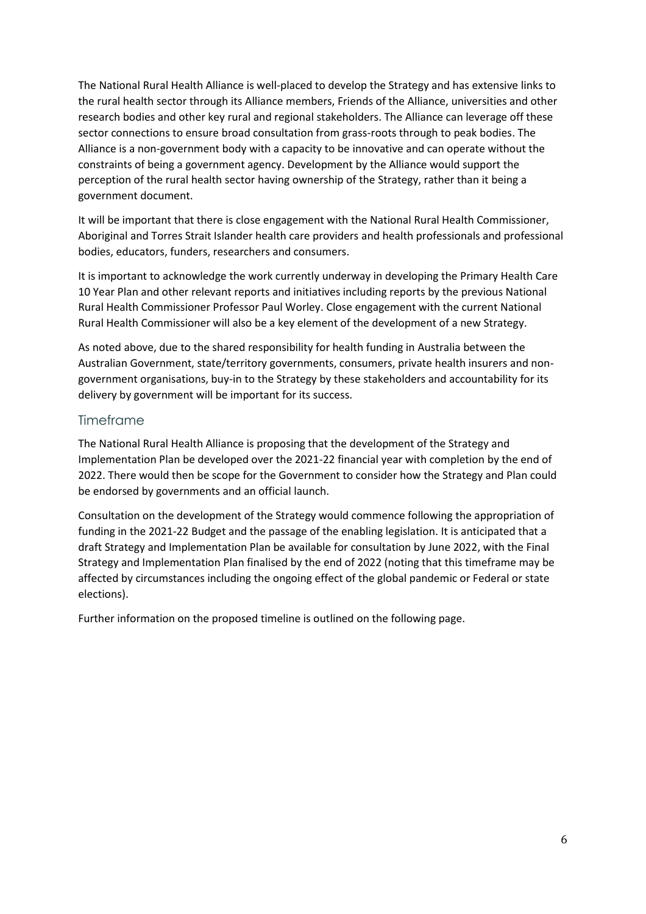The National Rural Health Alliance is well-placed to develop the Strategy and has extensive links to the rural health sector through its Alliance members, Friends of the Alliance, universities and other research bodies and other key rural and regional stakeholders. The Alliance can leverage off these sector connections to ensure broad consultation from grass-roots through to peak bodies. The Alliance is a non-government body with a capacity to be innovative and can operate without the constraints of being a government agency. Development by the Alliance would support the perception of the rural health sector having ownership of the Strategy, rather than it being a government document.

It will be important that there is close engagement with the National Rural Health Commissioner, Aboriginal and Torres Strait Islander health care providers and health professionals and professional bodies, educators, funders, researchers and consumers.

It is important to acknowledge the work currently underway in developing the Primary Health Care 10 Year Plan and other relevant reports and initiatives including reports by the previous National Rural Health Commissioner Professor Paul Worley. Close engagement with the current National Rural Health Commissioner will also be a key element of the development of a new Strategy.

As noted above, due to the shared responsibility for health funding in Australia between the Australian Government, state/territory governments, consumers, private health insurers and non-government organisations, buy-in to the Strategy by these stakeholders and accountability for its delivery by government will be important for its success.

## Timeframe

The National Rural Health Alliance is proposing that the development of the Strategy and Implementation Plan be developed over the 2021-22 financial year with completion by the end of 2022. There would then be scope for the Government to consider how the Strategy and Plan could be endorsed by governments and an official launch.

Consultation on the development of the Strategy would commence following the appropriation of funding in the 2021-22 Budget and the passage of the enabling legislation. It is anticipated that a draft Strategy and Implementation Plan be available for consultation by June 2022, with the Final Strategy and Implementation Plan finalised by the end of 2022 (noting that this timeframe may be affected by circumstances including the ongoing effect of the global pandemic or Federal or state elections).

Further information on the proposed timeline is outlined on the following page.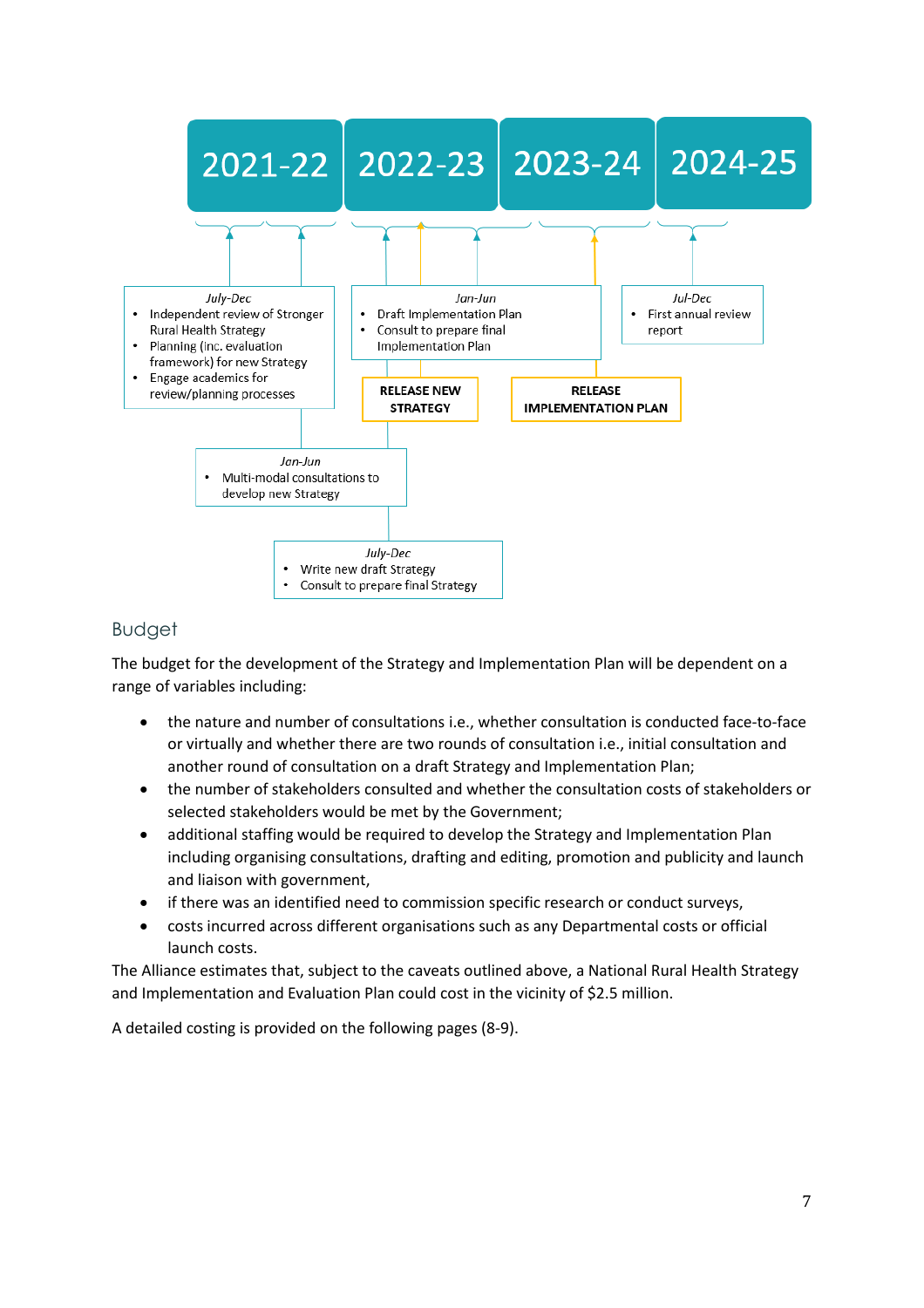2021-22 | 2022-23 | 2023-24 | 2024-25

*July-Dec*
- Independent review of Stronger Rural Health Strategy
- Planning (inc. evaluation framework) for new Strategy
- Engage academics for review/planning processes

*Jan-Jun*
- Multi-modal consultations to develop new Strategy

*July-Dec*
- Write new draft Strategy
- Consult to prepare final Strategy

**RELEASE NEW STRATEGY**

*Jan-Jun*
- Draft Implementation Plan
- Consult to prepare final Implementation Plan

**RELEASE IMPLEMENTATION PLAN**

*Jul-Dec*
- First annual review report

## Budget

The budget for the development of the Strategy and Implementation Plan will be dependent on a range of variables including:

- the nature and number of consultations i.e., whether consultation is conducted face-to-face or virtually and whether there are two rounds of consultation i.e., initial consultation and another round of consultation on a draft Strategy and Implementation Plan;
- the number of stakeholders consulted and whether the consultation costs of stakeholders or selected stakeholders would be met by the Government;
- additional staffing would be required to develop the Strategy and Implementation Plan including organising consultations, drafting and editing, promotion and publicity and launch and liaison with government,
- if there was an identified need to commission specific research or conduct surveys,
- costs incurred across different organisations such as any Departmental costs or official launch costs.

The Alliance estimates that, subject to the caveats outlined above, a National Rural Health Strategy and Implementation and Evaluation Plan could cost in the vicinity of $2.5 million.

A detailed costing is provided on the following pages (8-9).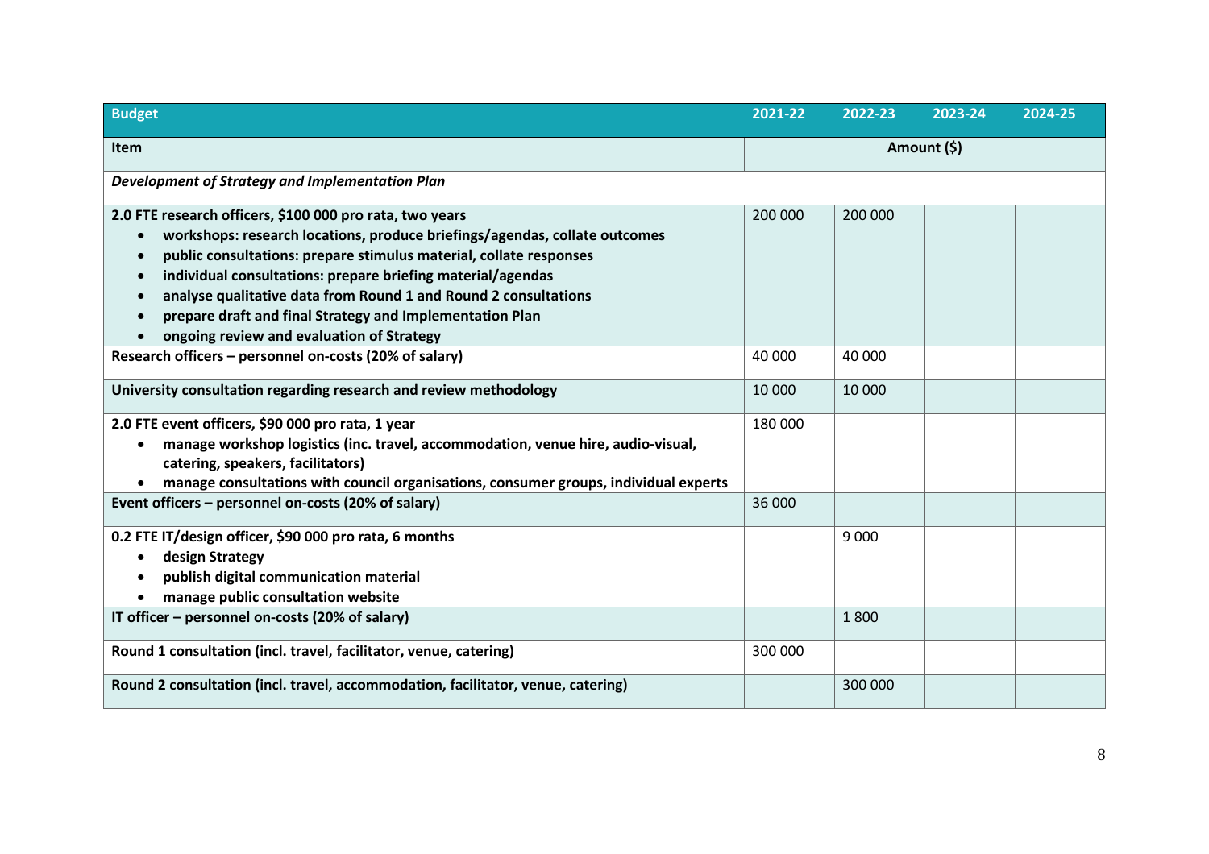| Budget | 2021-22 | 2022-23 | 2023-24 | 2024-25 |
|---|---|---|---|---|
| **Item** | **Amount ($)** | | | |
| ***Development of Strategy and Implementation Plan*** | | | | |
| **2.0 FTE research officers, $100 000 pro rata, two years**<br>• workshops: research locations, produce briefings/agendas, collate outcomes<br>• public consultations: prepare stimulus material, collate responses<br>• individual consultations: prepare briefing material/agendas<br>• analyse qualitative data from Round 1 and Round 2 consultations<br>• prepare draft and final Strategy and Implementation Plan<br>• ongoing review and evaluation of Strategy | 200 000 | 200 000 | | |
| **Research officers – personnel on-costs (20% of salary)** | 40 000 | 40 000 | | |
| **University consultation regarding research and review methodology** | 10 000 | 10 000 | | |
| **2.0 FTE event officers, $90 000 pro rata, 1 year**<br>• manage workshop logistics (inc. travel, accommodation, venue hire, audio-visual, catering, speakers, facilitators)<br>• manage consultations with council organisations, consumer groups, individual experts | 180 000 | | | |
| **Event officers – personnel on-costs (20% of salary)** | 36 000 | | | |
| **0.2 FTE IT/design officer, $90 000 pro rata, 6 months**<br>• design Strategy<br>• publish digital communication material<br>• manage public consultation website | | 9 000 | | |
| **IT officer – personnel on-costs (20% of salary)** | | 1 800 | | |
| **Round 1 consultation (incl. travel, facilitator, venue, catering)** | 300 000 | | | |
| **Round 2 consultation (incl. travel, accommodation, facilitator, venue, catering)** | | 300 000 | | |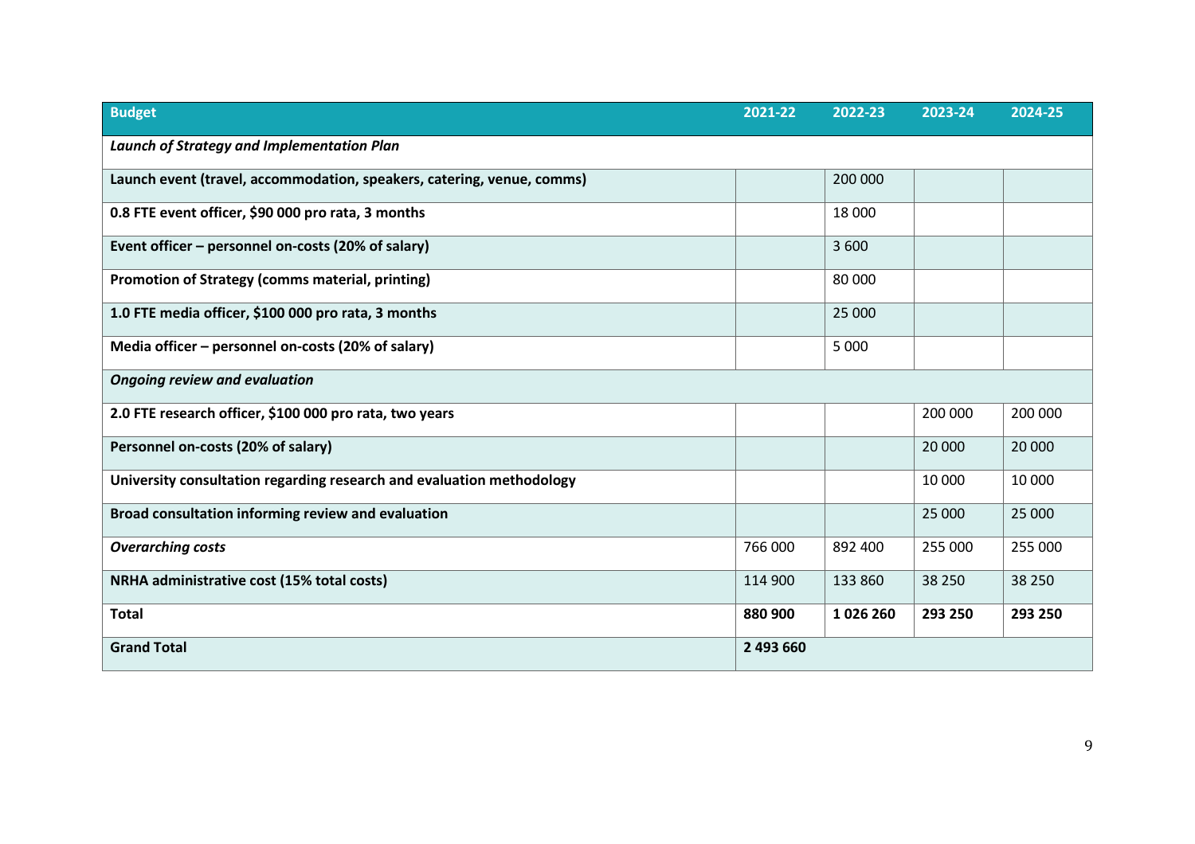| **Budget** | **2021-22** | **2022-23** | **2023-24** | **2024-25** |
|---|---|---|---|---|
| ***Launch of Strategy and Implementation Plan*** | | | | |
| **Launch event (travel, accommodation, speakers, catering, venue, comms)** | | 200 000 | | |
| **0.8 FTE event officer, $90 000 pro rata, 3 months** | | 18 000 | | |
| **Event officer – personnel on-costs (20% of salary)** | | 3 600 | | |
| **Promotion of Strategy (comms material, printing)** | | 80 000 | | |
| **1.0 FTE media officer, $100 000 pro rata, 3 months** | | 25 000 | | |
| **Media officer – personnel on-costs (20% of salary)** | | 5 000 | | |
| ***Ongoing review and evaluation*** | | | | |
| **2.0 FTE research officer, $100 000 pro rata, two years** | | | 200 000 | 200 000 |
| **Personnel on-costs (20% of salary)** | | | 20 000 | 20 000 |
| **University consultation regarding research and evaluation methodology** | | | 10 000 | 10 000 |
| **Broad consultation informing review and evaluation** | | | 25 000 | 25 000 |
| ***Overarching costs*** | 766 000 | 892 400 | 255 000 | 255 000 |
| **NRHA administrative cost (15% total costs)** | 114 900 | 133 860 | 38 250 | 38 250 |
| **Total** | **880 900** | **1 026 260** | **293 250** | **293 250** |
| **Grand Total** | **2 493 660** | | | |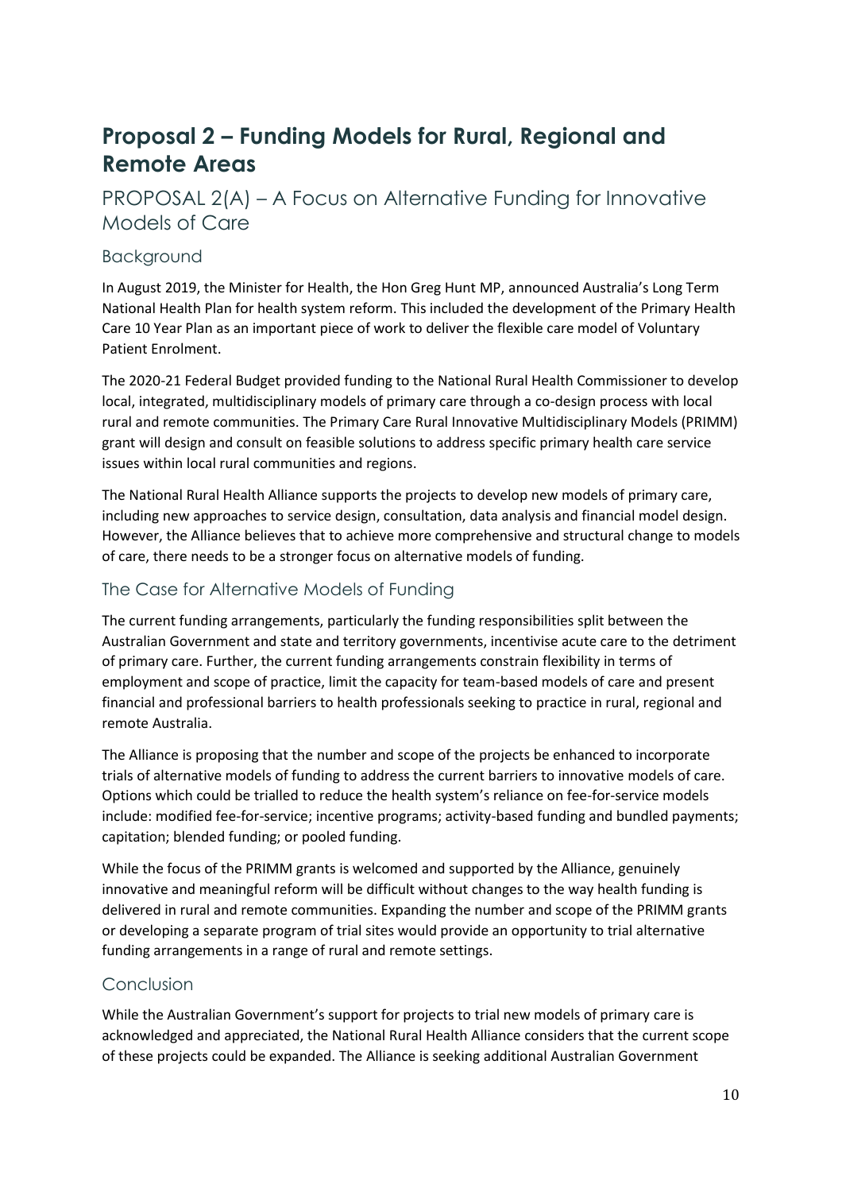# Proposal 2 – Funding Models for Rural, Regional and Remote Areas

## PROPOSAL 2(A) – A Focus on Alternative Funding for Innovative Models of Care

### Background

In August 2019, the Minister for Health, the Hon Greg Hunt MP, announced Australia's Long Term National Health Plan for health system reform. This included the development of the Primary Health Care 10 Year Plan as an important piece of work to deliver the flexible care model of Voluntary Patient Enrolment.

The 2020-21 Federal Budget provided funding to the National Rural Health Commissioner to develop local, integrated, multidisciplinary models of primary care through a co-design process with local rural and remote communities. The Primary Care Rural Innovative Multidisciplinary Models (PRIMM) grant will design and consult on feasible solutions to address specific primary health care service issues within local rural communities and regions.

The National Rural Health Alliance supports the projects to develop new models of primary care, including new approaches to service design, consultation, data analysis and financial model design. However, the Alliance believes that to achieve more comprehensive and structural change to models of care, there needs to be a stronger focus on alternative models of funding.

### The Case for Alternative Models of Funding

The current funding arrangements, particularly the funding responsibilities split between the Australian Government and state and territory governments, incentivise acute care to the detriment of primary care. Further, the current funding arrangements constrain flexibility in terms of employment and scope of practice, limit the capacity for team-based models of care and present financial and professional barriers to health professionals seeking to practice in rural, regional and remote Australia.

The Alliance is proposing that the number and scope of the projects be enhanced to incorporate trials of alternative models of funding to address the current barriers to innovative models of care. Options which could be trialled to reduce the health system's reliance on fee-for-service models include: modified fee-for-service; incentive programs; activity-based funding and bundled payments; capitation; blended funding; or pooled funding.

While the focus of the PRIMM grants is welcomed and supported by the Alliance, genuinely innovative and meaningful reform will be difficult without changes to the way health funding is delivered in rural and remote communities. Expanding the number and scope of the PRIMM grants or developing a separate program of trial sites would provide an opportunity to trial alternative funding arrangements in a range of rural and remote settings.

### Conclusion

While the Australian Government's support for projects to trial new models of primary care is acknowledged and appreciated, the National Rural Health Alliance considers that the current scope of these projects could be expanded. The Alliance is seeking additional Australian Government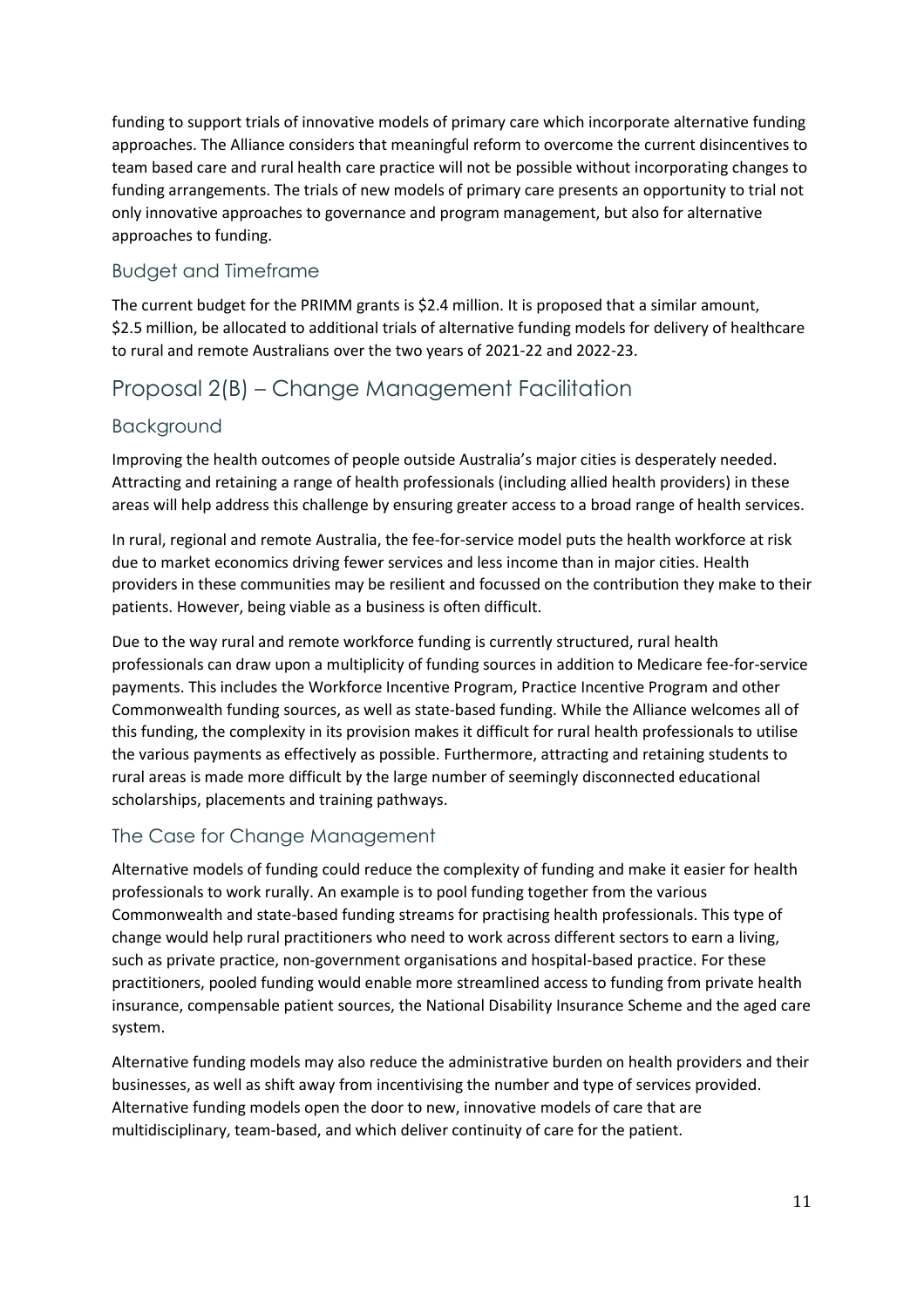funding to support trials of innovative models of primary care which incorporate alternative funding approaches. The Alliance considers that meaningful reform to overcome the current disincentives to team based care and rural health care practice will not be possible without incorporating changes to funding arrangements. The trials of new models of primary care presents an opportunity to trial not only innovative approaches to governance and program management, but also for alternative approaches to funding.

### Budget and Timeframe

The current budget for the PRIMM grants is $2.4 million. It is proposed that a similar amount, $2.5 million, be allocated to additional trials of alternative funding models for delivery of healthcare to rural and remote Australians over the two years of 2021-22 and 2022-23.

## Proposal 2(B) – Change Management Facilitation

### Background

Improving the health outcomes of people outside Australia's major cities is desperately needed. Attracting and retaining a range of health professionals (including allied health providers) in these areas will help address this challenge by ensuring greater access to a broad range of health services.

In rural, regional and remote Australia, the fee-for-service model puts the health workforce at risk due to market economics driving fewer services and less income than in major cities. Health providers in these communities may be resilient and focussed on the contribution they make to their patients. However, being viable as a business is often difficult.

Due to the way rural and remote workforce funding is currently structured, rural health professionals can draw upon a multiplicity of funding sources in addition to Medicare fee-for-service payments. This includes the Workforce Incentive Program, Practice Incentive Program and other Commonwealth funding sources, as well as state-based funding. While the Alliance welcomes all of this funding, the complexity in its provision makes it difficult for rural health professionals to utilise the various payments as effectively as possible. Furthermore, attracting and retaining students to rural areas is made more difficult by the large number of seemingly disconnected educational scholarships, placements and training pathways.

### The Case for Change Management

Alternative models of funding could reduce the complexity of funding and make it easier for health professionals to work rurally. An example is to pool funding together from the various Commonwealth and state-based funding streams for practising health professionals. This type of change would help rural practitioners who need to work across different sectors to earn a living, such as private practice, non-government organisations and hospital-based practice. For these practitioners, pooled funding would enable more streamlined access to funding from private health insurance, compensable patient sources, the National Disability Insurance Scheme and the aged care system.

Alternative funding models may also reduce the administrative burden on health providers and their businesses, as well as shift away from incentivising the number and type of services provided. Alternative funding models open the door to new, innovative models of care that are multidisciplinary, team-based, and which deliver continuity of care for the patient.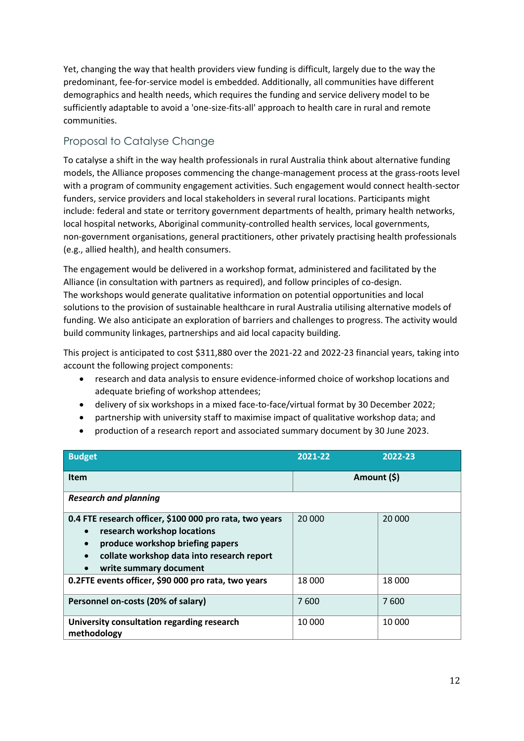Yet, changing the way that health providers view funding is difficult, largely due to the way the predominant, fee-for-service model is embedded. Additionally, all communities have different demographics and health needs, which requires the funding and service delivery model to be sufficiently adaptable to avoid a 'one-size-fits-all' approach to health care in rural and remote communities.

## Proposal to Catalyse Change

To catalyse a shift in the way health professionals in rural Australia think about alternative funding models, the Alliance proposes commencing the change-management process at the grass-roots level with a program of community engagement activities. Such engagement would connect health-sector funders, service providers and local stakeholders in several rural locations. Participants might include: federal and state or territory government departments of health, primary health networks, local hospital networks, Aboriginal community-controlled health services, local governments, non-government organisations, general practitioners, other privately practising health professionals (e.g., allied health), and health consumers.

The engagement would be delivered in a workshop format, administered and facilitated by the Alliance (in consultation with partners as required), and follow principles of co-design. The workshops would generate qualitative information on potential opportunities and local solutions to the provision of sustainable healthcare in rural Australia utilising alternative models of funding. We also anticipate an exploration of barriers and challenges to progress. The activity would build community linkages, partnerships and aid local capacity building.

This project is anticipated to cost $311,880 over the 2021-22 and 2022-23 financial years, taking into account the following project components:

- research and data analysis to ensure evidence-informed choice of workshop locations and adequate briefing of workshop attendees;
- delivery of six workshops in a mixed face-to-face/virtual format by 30 December 2022;
- partnership with university staff to maximise impact of qualitative workshop data; and
- production of a research report and associated summary document by 30 June 2023.

| Budget | 2021-22 | 2022-23 |
|---|---|---|
| **Item** | **Amount ($)** | |
| ***Research and planning*** | | |
| **0.4 FTE research officer, $100 000 pro rata, two years**<br>• **research workshop locations**<br>• **produce workshop briefing papers**<br>• **collate workshop data into research report**<br>• **write summary document** | 20 000 | 20 000 |
| **0.2FTE events officer, $90 000 pro rata, two years** | 18 000 | 18 000 |
| **Personnel on-costs (20% of salary)** | 7 600 | 7 600 |
| **University consultation regarding research methodology** | 10 000 | 10 000 |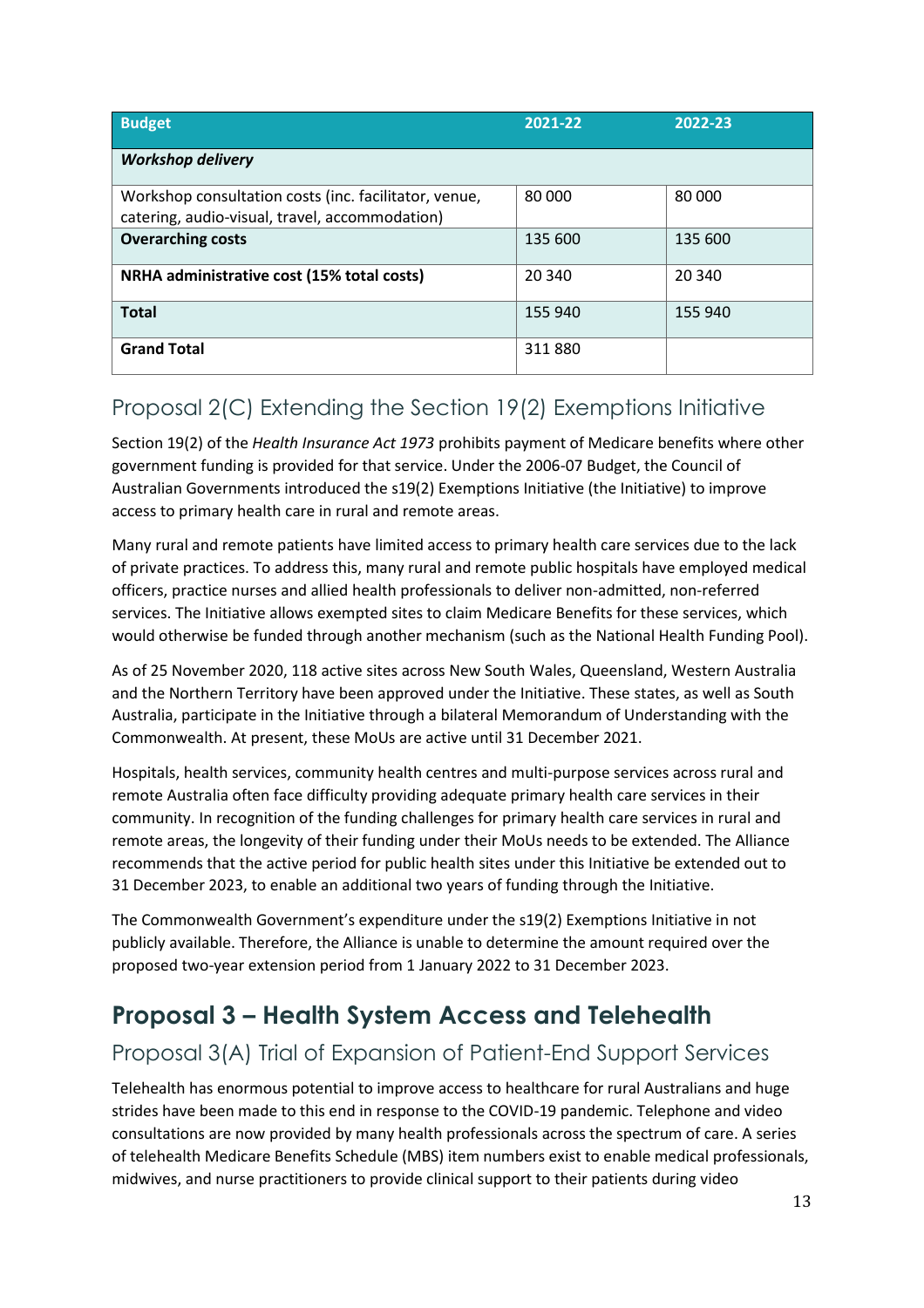| Budget | 2021-22 | 2022-23 |
| --- | --- | --- |
| ***Workshop delivery*** | | |
| Workshop consultation costs (inc. facilitator, venue, catering, audio-visual, travel, accommodation) | 80 000 | 80 000 |
| **Overarching costs** | 135 600 | 135 600 |
| **NRHA administrative cost (15% total costs)** | 20 340 | 20 340 |
| **Total** | 155 940 | 155 940 |
| **Grand Total** | 311 880 | |

## Proposal 2(C) Extending the Section 19(2) Exemptions Initiative

Section 19(2) of the *Health Insurance Act 1973* prohibits payment of Medicare benefits where other government funding is provided for that service. Under the 2006-07 Budget, the Council of Australian Governments introduced the s19(2) Exemptions Initiative (the Initiative) to improve access to primary health care in rural and remote areas.

Many rural and remote patients have limited access to primary health care services due to the lack of private practices. To address this, many rural and remote public hospitals have employed medical officers, practice nurses and allied health professionals to deliver non-admitted, non-referred services. The Initiative allows exempted sites to claim Medicare Benefits for these services, which would otherwise be funded through another mechanism (such as the National Health Funding Pool).

As of 25 November 2020, 118 active sites across New South Wales, Queensland, Western Australia and the Northern Territory have been approved under the Initiative. These states, as well as South Australia, participate in the Initiative through a bilateral Memorandum of Understanding with the Commonwealth. At present, these MoUs are active until 31 December 2021.

Hospitals, health services, community health centres and multi-purpose services across rural and remote Australia often face difficulty providing adequate primary health care services in their community. In recognition of the funding challenges for primary health care services in rural and remote areas, the longevity of their funding under their MoUs needs to be extended. The Alliance recommends that the active period for public health sites under this Initiative be extended out to 31 December 2023, to enable an additional two years of funding through the Initiative.

The Commonwealth Government's expenditure under the s19(2) Exemptions Initiative in not publicly available. Therefore, the Alliance is unable to determine the amount required over the proposed two-year extension period from 1 January 2022 to 31 December 2023.

# Proposal 3 – Health System Access and Telehealth

## Proposal 3(A) Trial of Expansion of Patient-End Support Services

Telehealth has enormous potential to improve access to healthcare for rural Australians and huge strides have been made to this end in response to the COVID-19 pandemic. Telephone and video consultations are now provided by many health professionals across the spectrum of care. A series of telehealth Medicare Benefits Schedule (MBS) item numbers exist to enable medical professionals, midwives, and nurse practitioners to provide clinical support to their patients during video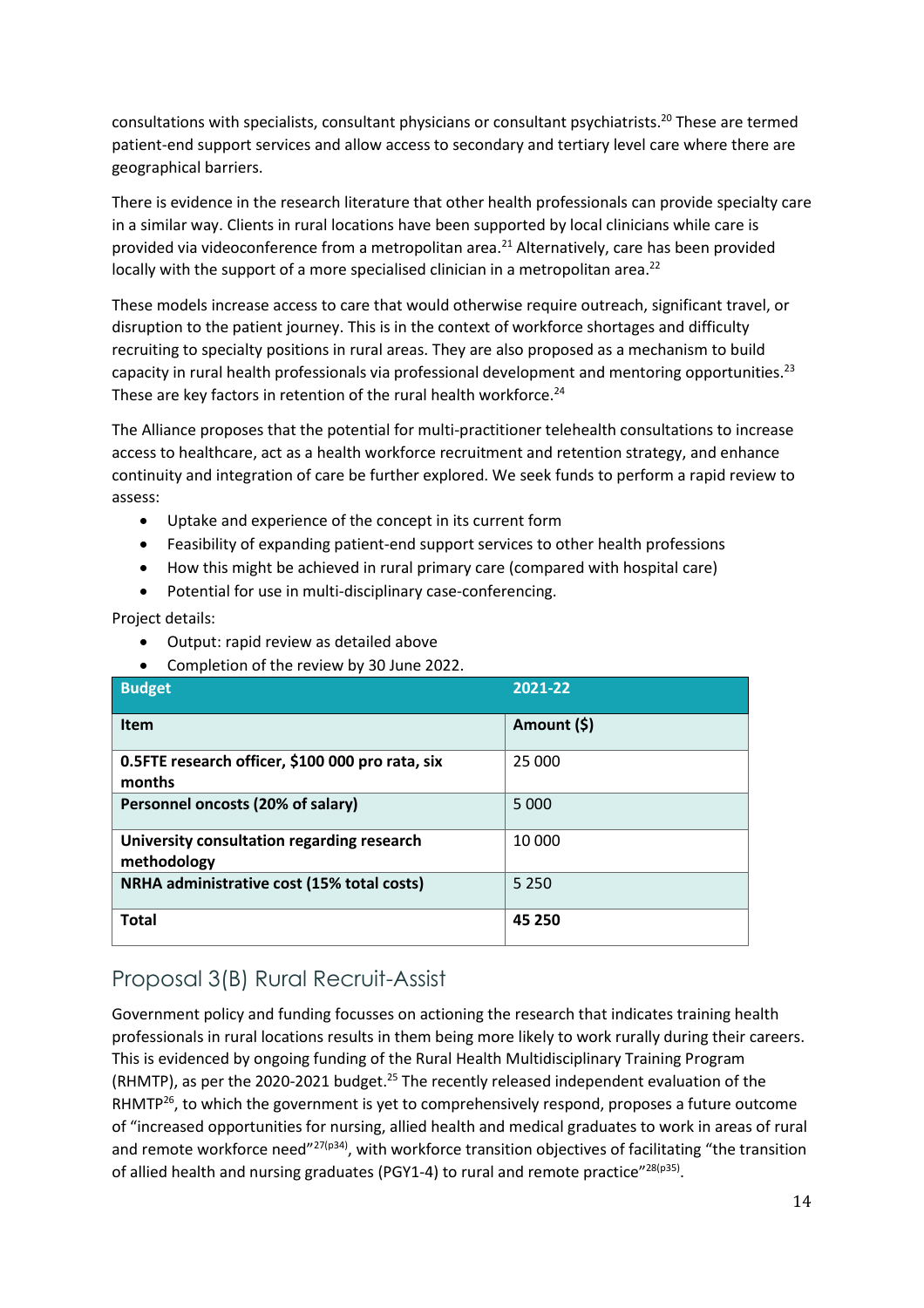consultations with specialists, consultant physicians or consultant psychiatrists.[20] These are termed patient-end support services and allow access to secondary and tertiary level care where there are geographical barriers.

There is evidence in the research literature that other health professionals can provide specialty care in a similar way. Clients in rural locations have been supported by local clinicians while care is provided via videoconference from a metropolitan area.[21] Alternatively, care has been provided locally with the support of a more specialised clinician in a metropolitan area.[22]

These models increase access to care that would otherwise require outreach, significant travel, or disruption to the patient journey. This is in the context of workforce shortages and difficulty recruiting to specialty positions in rural areas. They are also proposed as a mechanism to build capacity in rural health professionals via professional development and mentoring opportunities.[23] These are key factors in retention of the rural health workforce.[24]

The Alliance proposes that the potential for multi-practitioner telehealth consultations to increase access to healthcare, act as a health workforce recruitment and retention strategy, and enhance continuity and integration of care be further explored. We seek funds to perform a rapid review to assess:

- Uptake and experience of the concept in its current form
- Feasibility of expanding patient-end support services to other health professions
- How this might be achieved in rural primary care (compared with hospital care)
- Potential for use in multi-disciplinary case-conferencing.

Project details:

- Output: rapid review as detailed above
- Completion of the review by 30 June 2022.

| **Budget** | **2021-22** |
|---|---|
| **Item** | **Amount ($)** |
| **0.5FTE research officer, $100 000 pro rata, six months** | 25 000 |
| **Personnel oncosts (20% of salary)** | 5 000 |
| **University consultation regarding research methodology** | 10 000 |
| **NRHA administrative cost (15% total costs)** | 5 250 |
| **Total** | **45 250** |

## Proposal 3(B) Rural Recruit-Assist

Government policy and funding focusses on actioning the research that indicates training health professionals in rural locations results in them being more likely to work rurally during their careers. This is evidenced by ongoing funding of the Rural Health Multidisciplinary Training Program (RHMTP), as per the 2020-2021 budget.[25] The recently released independent evaluation of the RHMTP[26], to which the government is yet to comprehensively respond, proposes a future outcome of "increased opportunities for nursing, allied health and medical graduates to work in areas of rural and remote workforce need"[27(p34)], with workforce transition objectives of facilitating "the transition of allied health and nursing graduates (PGY1-4) to rural and remote practice"[28(p35)].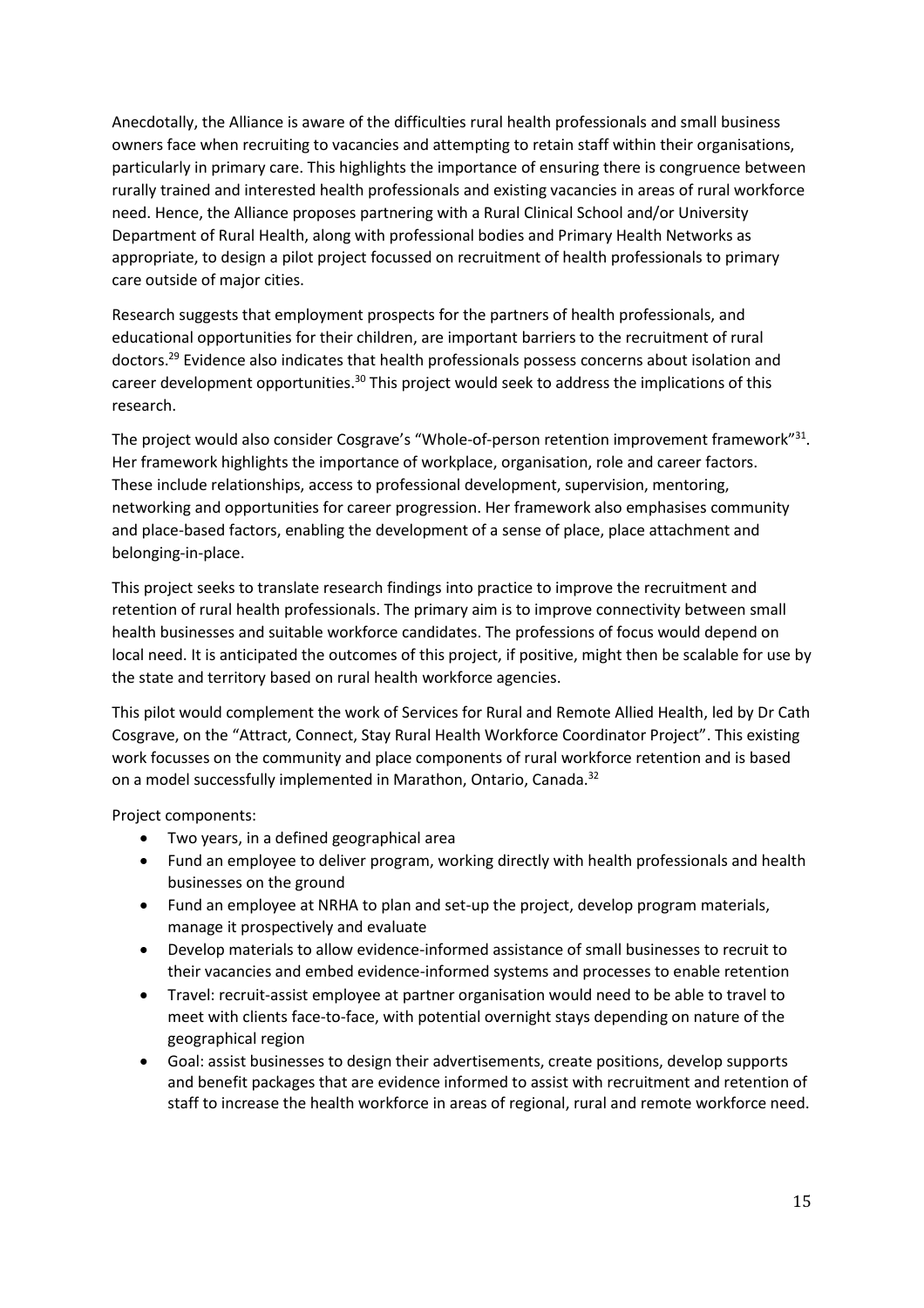Anecdotally, the Alliance is aware of the difficulties rural health professionals and small business owners face when recruiting to vacancies and attempting to retain staff within their organisations, particularly in primary care. This highlights the importance of ensuring there is congruence between rurally trained and interested health professionals and existing vacancies in areas of rural workforce need. Hence, the Alliance proposes partnering with a Rural Clinical School and/or University Department of Rural Health, along with professional bodies and Primary Health Networks as appropriate, to design a pilot project focussed on recruitment of health professionals to primary care outside of major cities.

Research suggests that employment prospects for the partners of health professionals, and educational opportunities for their children, are important barriers to the recruitment of rural doctors.[29] Evidence also indicates that health professionals possess concerns about isolation and career development opportunities.[30] This project would seek to address the implications of this research.

The project would also consider Cosgrave's "Whole-of-person retention improvement framework"[31]. Her framework highlights the importance of workplace, organisation, role and career factors. These include relationships, access to professional development, supervision, mentoring, networking and opportunities for career progression. Her framework also emphasises community and place-based factors, enabling the development of a sense of place, place attachment and belonging-in-place.

This project seeks to translate research findings into practice to improve the recruitment and retention of rural health professionals. The primary aim is to improve connectivity between small health businesses and suitable workforce candidates. The professions of focus would depend on local need. It is anticipated the outcomes of this project, if positive, might then be scalable for use by the state and territory based on rural health workforce agencies.

This pilot would complement the work of Services for Rural and Remote Allied Health, led by Dr Cath Cosgrave, on the "Attract, Connect, Stay Rural Health Workforce Coordinator Project". This existing work focusses on the community and place components of rural workforce retention and is based on a model successfully implemented in Marathon, Ontario, Canada.[32]

Project components:

- Two years, in a defined geographical area
- Fund an employee to deliver program, working directly with health professionals and health businesses on the ground
- Fund an employee at NRHA to plan and set-up the project, develop program materials, manage it prospectively and evaluate
- Develop materials to allow evidence-informed assistance of small businesses to recruit to their vacancies and embed evidence-informed systems and processes to enable retention
- Travel: recruit-assist employee at partner organisation would need to be able to travel to meet with clients face-to-face, with potential overnight stays depending on nature of the geographical region
- Goal: assist businesses to design their advertisements, create positions, develop supports and benefit packages that are evidence informed to assist with recruitment and retention of staff to increase the health workforce in areas of regional, rural and remote workforce need.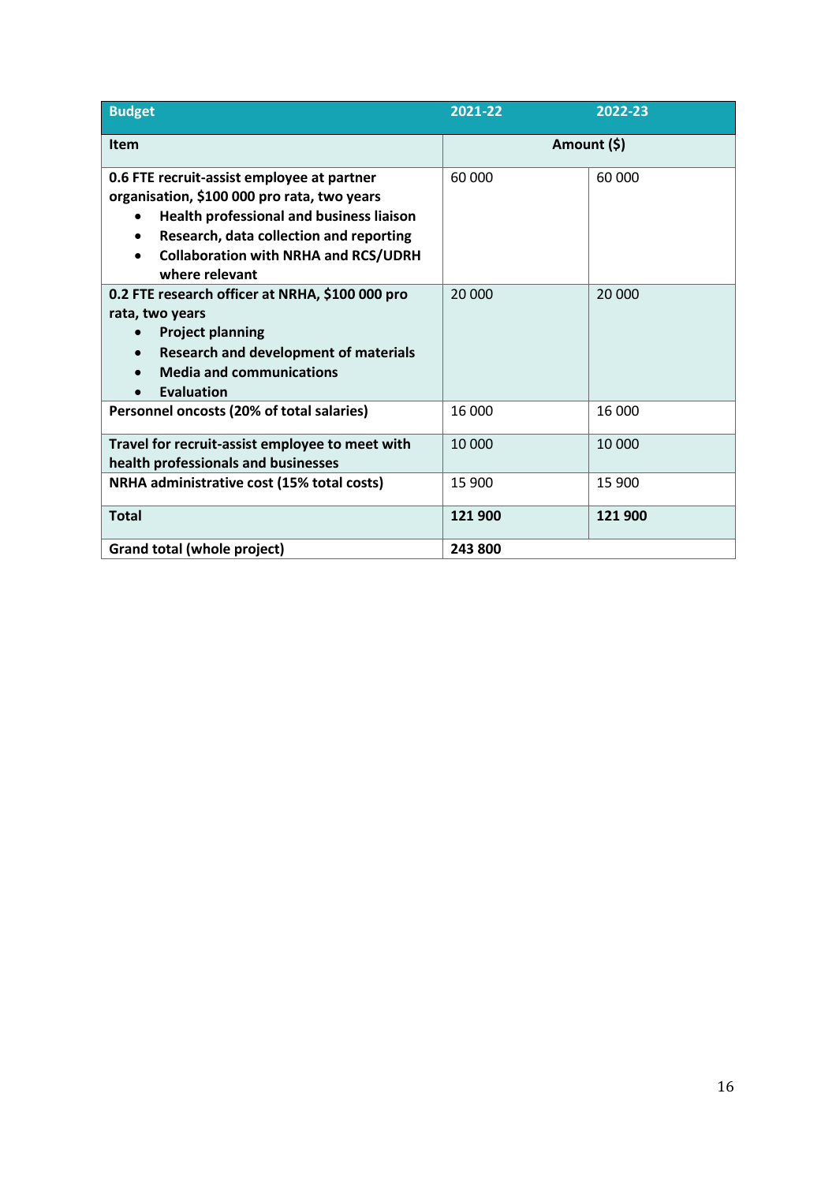| Budget | 2021-22 | 2022-23 |
|---|---|---|
| **Item** | **Amount ($)** | |
| **0.6 FTE recruit-assist employee at partner organisation, $100 000 pro rata, two years**<br>• **Health professional and business liaison**<br>• **Research, data collection and reporting**<br>• **Collaboration with NRHA and RCS/UDRH where relevant** | 60 000 | 60 000 |
| **0.2 FTE research officer at NRHA, $100 000 pro rata, two years**<br>• **Project planning**<br>• **Research and development of materials**<br>• **Media and communications**<br>• **Evaluation** | 20 000 | 20 000 |
| **Personnel oncosts (20% of total salaries)** | 16 000 | 16 000 |
| **Travel for recruit-assist employee to meet with health professionals and businesses** | 10 000 | 10 000 |
| **NRHA administrative cost (15% total costs)** | 15 900 | 15 900 |
| **Total** | **121 900** | **121 900** |
| **Grand total (whole project)** | **243 800** | |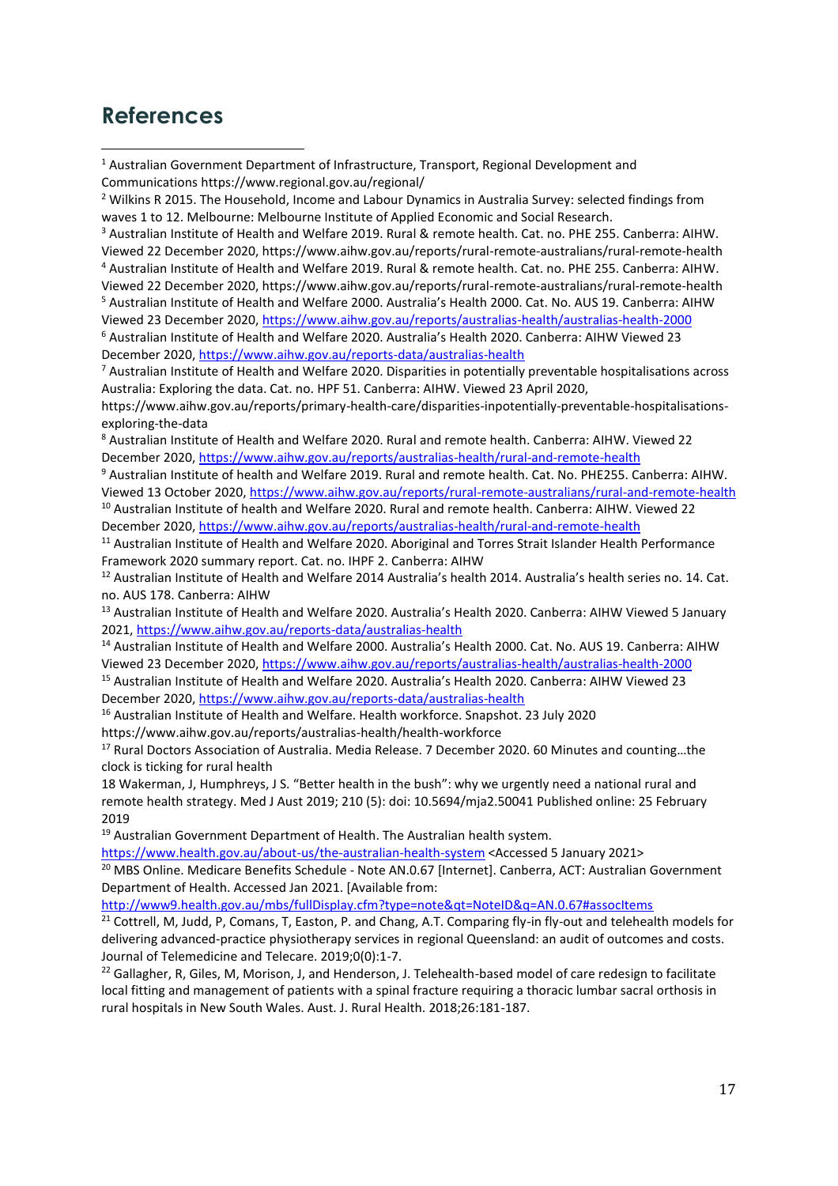## References

[1] Australian Government Department of Infrastructure, Transport, Regional Development and Communications https://www.regional.gov.au/regional/

[2] Wilkins R 2015. The Household, Income and Labour Dynamics in Australia Survey: selected findings from waves 1 to 12. Melbourne: Melbourne Institute of Applied Economic and Social Research.

[3] Australian Institute of Health and Welfare 2019. Rural & remote health. Cat. no. PHE 255. Canberra: AIHW. Viewed 22 December 2020, https://www.aihw.gov.au/reports/rural-remote-australians/rural-remote-health

[4] Australian Institute of Health and Welfare 2019. Rural & remote health. Cat. no. PHE 255. Canberra: AIHW. Viewed 22 December 2020, https://www.aihw.gov.au/reports/rural-remote-australians/rural-remote-health

[5] Australian Institute of Health and Welfare 2000. Australia's Health 2000. Cat. No. AUS 19. Canberra: AIHW Viewed 23 December 2020, https://www.aihw.gov.au/reports/australias-health/australias-health-2000

[6] Australian Institute of Health and Welfare 2020. Australia's Health 2020. Canberra: AIHW Viewed 23 December 2020, https://www.aihw.gov.au/reports-data/australias-health

[7] Australian Institute of Health and Welfare 2020. Disparities in potentially preventable hospitalisations across Australia: Exploring the data. Cat. no. HPF 51. Canberra: AIHW. Viewed 23 April 2020, https://www.aihw.gov.au/reports/primary-health-care/disparities-inpotentially-preventable-hospitalisations-exploring-the-data

[8] Australian Institute of Health and Welfare 2020. Rural and remote health. Canberra: AIHW. Viewed 22 December 2020, https://www.aihw.gov.au/reports/australias-health/rural-and-remote-health

[9] Australian Institute of health and Welfare 2019. Rural and remote health. Cat. No. PHE255. Canberra: AIHW. Viewed 13 October 2020, https://www.aihw.gov.au/reports/rural-remote-australians/rural-and-remote-health

[10] Australian Institute of health and Welfare 2020. Rural and remote health. Canberra: AIHW. Viewed 22 December 2020, https://www.aihw.gov.au/reports/australias-health/rural-and-remote-health

[11] Australian Institute of Health and Welfare 2020. Aboriginal and Torres Strait Islander Health Performance Framework 2020 summary report. Cat. no. IHPF 2. Canberra: AIHW

[12] Australian Institute of Health and Welfare 2014 Australia's health 2014. Australia's health series no. 14. Cat. no. AUS 178. Canberra: AIHW

[13] Australian Institute of Health and Welfare 2020. Australia's Health 2020. Canberra: AIHW Viewed 5 January 2021, https://www.aihw.gov.au/reports-data/australias-health

[14] Australian Institute of Health and Welfare 2000. Australia's Health 2000. Cat. No. AUS 19. Canberra: AIHW Viewed 23 December 2020, https://www.aihw.gov.au/reports/australias-health/australias-health-2000

[15] Australian Institute of Health and Welfare 2020. Australia's Health 2020. Canberra: AIHW Viewed 23 December 2020, https://www.aihw.gov.au/reports-data/australias-health

[16] Australian Institute of Health and Welfare. Health workforce. Snapshot. 23 July 2020 https://www.aihw.gov.au/reports/australias-health/health-workforce

[17] Rural Doctors Association of Australia. Media Release. 7 December 2020. 60 Minutes and counting…the clock is ticking for rural health

18 Wakerman, J, Humphreys, J S. "Better health in the bush": why we urgently need a national rural and remote health strategy. Med J Aust 2019; 210 (5): doi: 10.5694/mja2.50041 Published online: 25 February 2019

[19] Australian Government Department of Health. The Australian health system. https://www.health.gov.au/about-us/the-australian-health-system <Accessed 5 January 2021>

[20] MBS Online. Medicare Benefits Schedule - Note AN.0.67 [Internet]. Canberra, ACT: Australian Government Department of Health. Accessed Jan 2021. [Available from: http://www9.health.gov.au/mbs/fullDisplay.cfm?type=note&qt=NoteID&q=AN.0.67#assocItems

[21] Cottrell, M, Judd, P, Comans, T, Easton, P. and Chang, A.T. Comparing fly-in fly-out and telehealth models for delivering advanced-practice physiotherapy services in regional Queensland: an audit of outcomes and costs. Journal of Telemedicine and Telecare. 2019;0(0):1-7.

[22] Gallagher, R, Giles, M, Morison, J, and Henderson, J. Telehealth-based model of care redesign to facilitate local fitting and management of patients with a spinal fracture requiring a thoracic lumbar sacral orthosis in rural hospitals in New South Wales. Aust. J. Rural Health. 2018;26:181-187.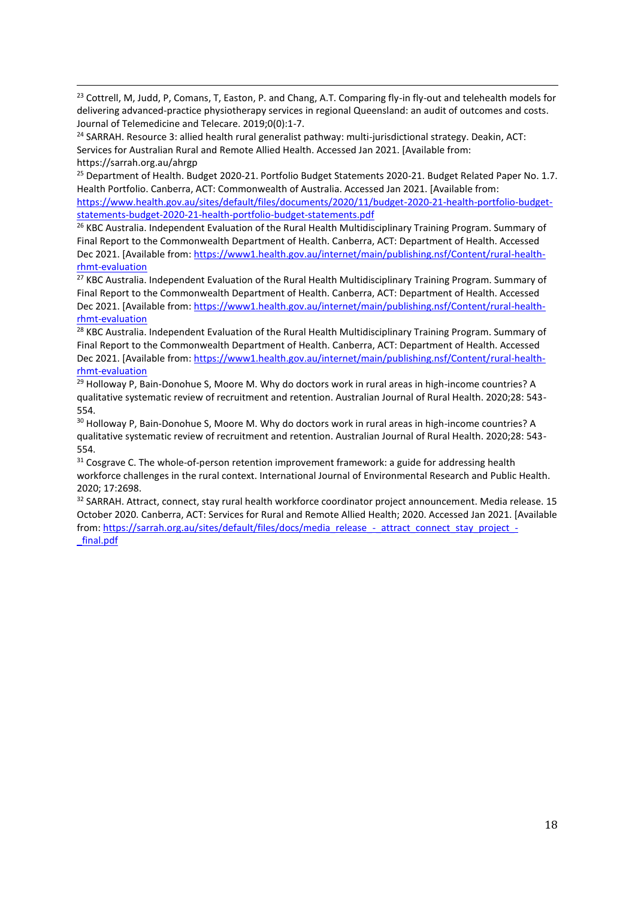[23] Cottrell, M, Judd, P, Comans, T, Easton, P. and Chang, A.T. Comparing fly-in fly-out and telehealth models for delivering advanced-practice physiotherapy services in regional Queensland: an audit of outcomes and costs. Journal of Telemedicine and Telecare. 2019;0(0):1-7.

[24] SARRAH. Resource 3: allied health rural generalist pathway: multi-jurisdictional strategy. Deakin, ACT: Services for Australian Rural and Remote Allied Health. Accessed Jan 2021. [Available from: https://sarrah.org.au/ahrgp

[25] Department of Health. Budget 2020-21. Portfolio Budget Statements 2020-21. Budget Related Paper No. 1.7. Health Portfolio. Canberra, ACT: Commonwealth of Australia. Accessed Jan 2021. [Available from: https://www.health.gov.au/sites/default/files/documents/2020/11/budget-2020-21-health-portfolio-budget-statements-budget-2020-21-health-portfolio-budget-statements.pdf

[26] KBC Australia. Independent Evaluation of the Rural Health Multidisciplinary Training Program. Summary of Final Report to the Commonwealth Department of Health. Canberra, ACT: Department of Health. Accessed Dec 2021. [Available from: https://www1.health.gov.au/internet/main/publishing.nsf/Content/rural-health-rhmt-evaluation

[27] KBC Australia. Independent Evaluation of the Rural Health Multidisciplinary Training Program. Summary of Final Report to the Commonwealth Department of Health. Canberra, ACT: Department of Health. Accessed Dec 2021. [Available from: https://www1.health.gov.au/internet/main/publishing.nsf/Content/rural-health-rhmt-evaluation

[28] KBC Australia. Independent Evaluation of the Rural Health Multidisciplinary Training Program. Summary of Final Report to the Commonwealth Department of Health. Canberra, ACT: Department of Health. Accessed Dec 2021. [Available from: https://www1.health.gov.au/internet/main/publishing.nsf/Content/rural-health-rhmt-evaluation

[29] Holloway P, Bain-Donohue S, Moore M. Why do doctors work in rural areas in high-income countries? A qualitative systematic review of recruitment and retention. Australian Journal of Rural Health. 2020;28: 543-554.

[30] Holloway P, Bain-Donohue S, Moore M. Why do doctors work in rural areas in high-income countries? A qualitative systematic review of recruitment and retention. Australian Journal of Rural Health. 2020;28: 543-554.

[31] Cosgrave C. The whole-of-person retention improvement framework: a guide for addressing health workforce challenges in the rural context. International Journal of Environmental Research and Public Health. 2020; 17:2698.

[32] SARRAH. Attract, connect, stay rural health workforce coordinator project announcement. Media release. 15 October 2020. Canberra, ACT: Services for Rural and Remote Allied Health; 2020. Accessed Jan 2021. [Available from: https://sarrah.org.au/sites/default/files/docs/media_release_-_attract_connect_stay_project_-_final.pdf